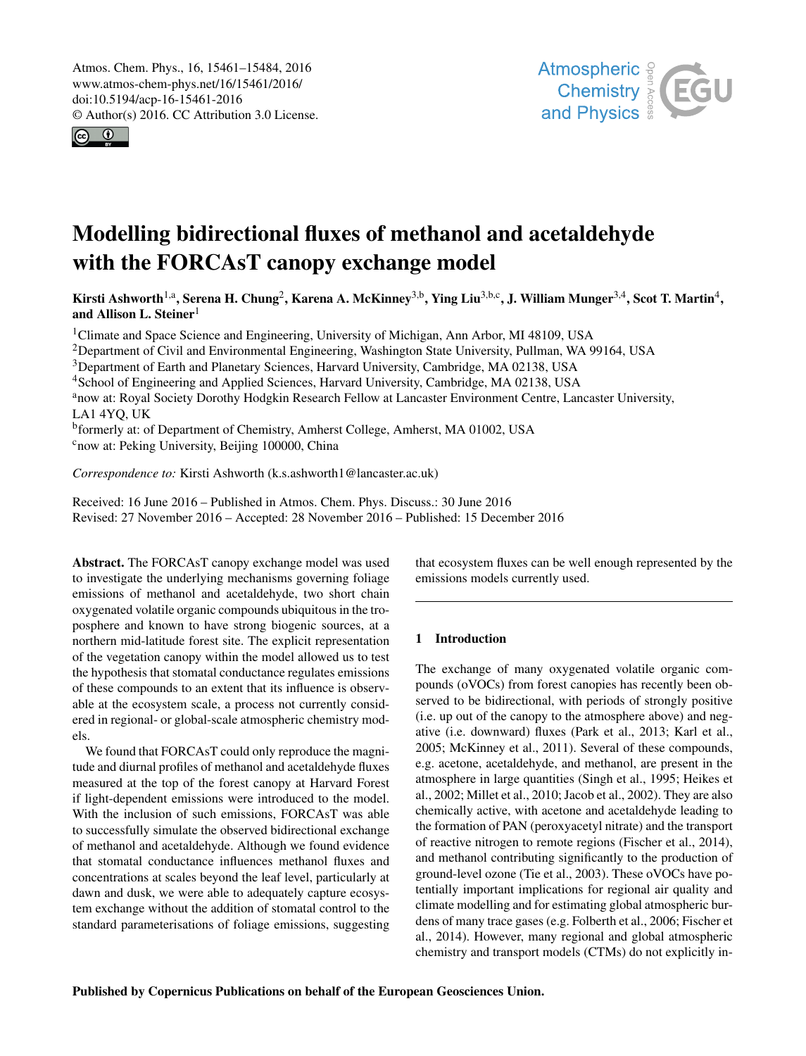# Modelling bidirectional fluxes of methanol and acetaldehyde with the FORCAsT canopy exchange model

**Kirsti Ashworth[1,a], Serena H. Chung[2], Karena A. McKinney[3,b], Ying Liu[3,b,c], J. William Munger[3,4], Scot T. Martin[4], and Allison L. Steiner[1]**

[1]Climate and Space Science and Engineering, University of Michigan, Ann Arbor, MI 48109, USA
[2]Department of Civil and Environmental Engineering, Washington State University, Pullman, WA 99164, USA
[3]Department of Earth and Planetary Sciences, Harvard University, Cambridge, MA 02138, USA
[4]School of Engineering and Applied Sciences, Harvard University, Cambridge, MA 02138, USA
[a]now at: Royal Society Dorothy Hodgkin Research Fellow at Lancaster Environment Centre, Lancaster University, LA1 4YQ, UK
[b]formerly at: of Department of Chemistry, Amherst College, Amherst, MA 01002, USA
[c]now at: Peking University, Beijing 100000, China

*Correspondence to:* Kirsti Ashworth (k.s.ashworth1@lancaster.ac.uk)

Received: 16 June 2016 – Published in Atmos. Chem. Phys. Discuss.: 30 June 2016
Revised: 27 November 2016 – Accepted: 28 November 2016 – Published: 15 December 2016

**Abstract.** The FORCAsT canopy exchange model was used to investigate the underlying mechanisms governing foliage emissions of methanol and acetaldehyde, two short chain oxygenated volatile organic compounds ubiquitous in the troposphere and known to have strong biogenic sources, at a northern mid-latitude forest site. The explicit representation of the vegetation canopy within the model allowed us to test the hypothesis that stomatal conductance regulates emissions of these compounds to an extent that its influence is observable at the ecosystem scale, a process not currently considered in regional- or global-scale atmospheric chemistry models.

We found that FORCAsT could only reproduce the magnitude and diurnal profiles of methanol and acetaldehyde fluxes measured at the top of the forest canopy at Harvard Forest if light-dependent emissions were introduced to the model. With the inclusion of such emissions, FORCAsT was able to successfully simulate the observed bidirectional exchange of methanol and acetaldehyde. Although we found evidence that stomatal conductance influences methanol fluxes and concentrations at scales beyond the leaf level, particularly at dawn and dusk, we were able to adequately capture ecosystem exchange without the addition of stomatal control to the standard parameterisations of foliage emissions, suggesting that ecosystem fluxes can be well enough represented by the emissions models currently used.

## 1 Introduction

The exchange of many oxygenated volatile organic compounds (oVOCs) from forest canopies has recently been observed to be bidirectional, with periods of strongly positive (i.e. up out of the canopy to the atmosphere above) and negative (i.e. downward) fluxes (Park et al., 2013; Karl et al., 2005; McKinney et al., 2011). Several of these compounds, e.g. acetone, acetaldehyde, and methanol, are present in the atmosphere in large quantities (Singh et al., 1995; Heikes et al., 2002; Millet et al., 2010; Jacob et al., 2002). They are also chemically active, with acetone and acetaldehyde leading to the formation of PAN (peroxyacetyl nitrate) and the transport of reactive nitrogen to remote regions (Fischer et al., 2014), and methanol contributing significantly to the production of ground-level ozone (Tie et al., 2003). These oVOCs have potentially important implications for regional air quality and climate modelling and for estimating global atmospheric burdens of many trace gases (e.g. Folberth et al., 2006; Fischer et al., 2014). However, many regional and global atmospheric chemistry and transport models (CTMs) do not explicitly in-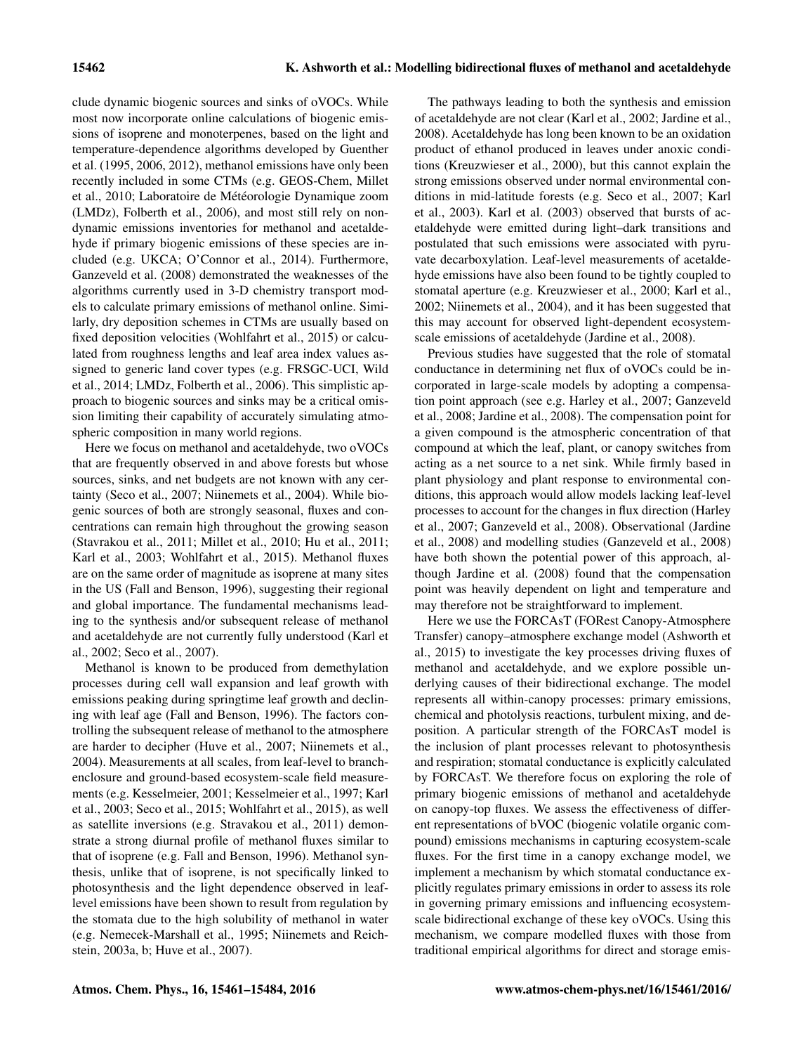clude dynamic biogenic sources and sinks of oVOCs. While most now incorporate online calculations of biogenic emissions of isoprene and monoterpenes, based on the light and temperature-dependence algorithms developed by Guenther et al. (1995, 2006, 2012), methanol emissions have only been recently included in some CTMs (e.g. GEOS-Chem, Millet et al., 2010; Laboratoire de Météorologie Dynamique zoom (LMDz), Folberth et al., 2006), and most still rely on non-dynamic emissions inventories for methanol and acetaldehyde if primary biogenic emissions of these species are included (e.g. UKCA; O'Connor et al., 2014). Furthermore, Ganzeveld et al. (2008) demonstrated the weaknesses of the algorithms currently used in 3-D chemistry transport models to calculate primary emissions of methanol online. Similarly, dry deposition schemes in CTMs are usually based on fixed deposition velocities (Wohlfahrt et al., 2015) or calculated from roughness lengths and leaf area index values assigned to generic land cover types (e.g. FRSGC-UCI, Wild et al., 2014; LMDz, Folberth et al., 2006). This simplistic approach to biogenic sources and sinks may be a critical omission limiting their capability of accurately simulating atmospheric composition in many world regions.

Here we focus on methanol and acetaldehyde, two oVOCs that are frequently observed in and above forests but whose sources, sinks, and net budgets are not known with any certainty (Seco et al., 2007; Niinemets et al., 2004). While biogenic sources of both are strongly seasonal, fluxes and concentrations can remain high throughout the growing season (Stavrakou et al., 2011; Millet et al., 2010; Hu et al., 2011; Karl et al., 2003; Wohlfahrt et al., 2015). Methanol fluxes are on the same order of magnitude as isoprene at many sites in the US (Fall and Benson, 1996), suggesting their regional and global importance. The fundamental mechanisms leading to the synthesis and/or subsequent release of methanol and acetaldehyde are not currently fully understood (Karl et al., 2002; Seco et al., 2007).

Methanol is known to be produced from demethylation processes during cell wall expansion and leaf growth with emissions peaking during springtime leaf growth and declining with leaf age (Fall and Benson, 1996). The factors controlling the subsequent release of methanol to the atmosphere are harder to decipher (Huve et al., 2007; Niinemets et al., 2004). Measurements at all scales, from leaf-level to branch-enclosure and ground-based ecosystem-scale field measurements (e.g. Kesselmeier, 2001; Kesselmeier et al., 1997; Karl et al., 2003; Seco et al., 2015; Wohlfahrt et al., 2015), as well as satellite inversions (e.g. Stravakou et al., 2011) demonstrate a strong diurnal profile of methanol fluxes similar to that of isoprene (e.g. Fall and Benson, 1996). Methanol synthesis, unlike that of isoprene, is not specifically linked to photosynthesis and the light dependence observed in leaf-level emissions have been shown to result from regulation by the stomata due to the high solubility of methanol in water (e.g. Nemecek-Marshall et al., 1995; Niinemets and Reichstein, 2003a, b; Huve et al., 2007).

The pathways leading to both the synthesis and emission of acetaldehyde are not clear (Karl et al., 2002; Jardine et al., 2008). Acetaldehyde has long been known to be an oxidation product of ethanol produced in leaves under anoxic conditions (Kreuzwieser et al., 2000), but this cannot explain the strong emissions observed under normal environmental conditions in mid-latitude forests (e.g. Seco et al., 2007; Karl et al., 2003). Karl et al. (2003) observed that bursts of acetaldehyde were emitted during light–dark transitions and postulated that such emissions were associated with pyruvate decarboxylation. Leaf-level measurements of acetaldehyde emissions have also been found to be tightly coupled to stomatal aperture (e.g. Kreuzwieser et al., 2000; Karl et al., 2002; Niinemets et al., 2004), and it has been suggested that this may account for observed light-dependent ecosystem-scale emissions of acetaldehyde (Jardine et al., 2008).

Previous studies have suggested that the role of stomatal conductance in determining net flux of oVOCs could be incorporated in large-scale models by adopting a compensation point approach (see e.g. Harley et al., 2007; Ganzeveld et al., 2008; Jardine et al., 2008). The compensation point for a given compound is the atmospheric concentration of that compound at which the leaf, plant, or canopy switches from acting as a net source to a net sink. While firmly based in plant physiology and plant response to environmental conditions, this approach would allow models lacking leaf-level processes to account for the changes in flux direction (Harley et al., 2007; Ganzeveld et al., 2008). Observational (Jardine et al., 2008) and modelling studies (Ganzeveld et al., 2008) have both shown the potential power of this approach, although Jardine et al. (2008) found that the compensation point was heavily dependent on light and temperature and may therefore not be straightforward to implement.

Here we use the FORCAsT (FORest Canopy-Atmosphere Transfer) canopy–atmosphere exchange model (Ashworth et al., 2015) to investigate the key processes driving fluxes of methanol and acetaldehyde, and we explore possible underlying causes of their bidirectional exchange. The model represents all within-canopy processes: primary emissions, chemical and photolysis reactions, turbulent mixing, and deposition. A particular strength of the FORCAsT model is the inclusion of plant processes relevant to photosynthesis and respiration; stomatal conductance is explicitly calculated by FORCAsT. We therefore focus on exploring the role of primary biogenic emissions of methanol and acetaldehyde on canopy-top fluxes. We assess the effectiveness of different representations of bVOC (biogenic volatile organic compound) emissions mechanisms in capturing ecosystem-scale fluxes. For the first time in a canopy exchange model, we implement a mechanism by which stomatal conductance explicitly regulates primary emissions in order to assess its role in governing primary emissions and influencing ecosystem-scale bidirectional exchange of these key oVOCs. Using this mechanism, we compare modelled fluxes with those from traditional empirical algorithms for direct and storage emis-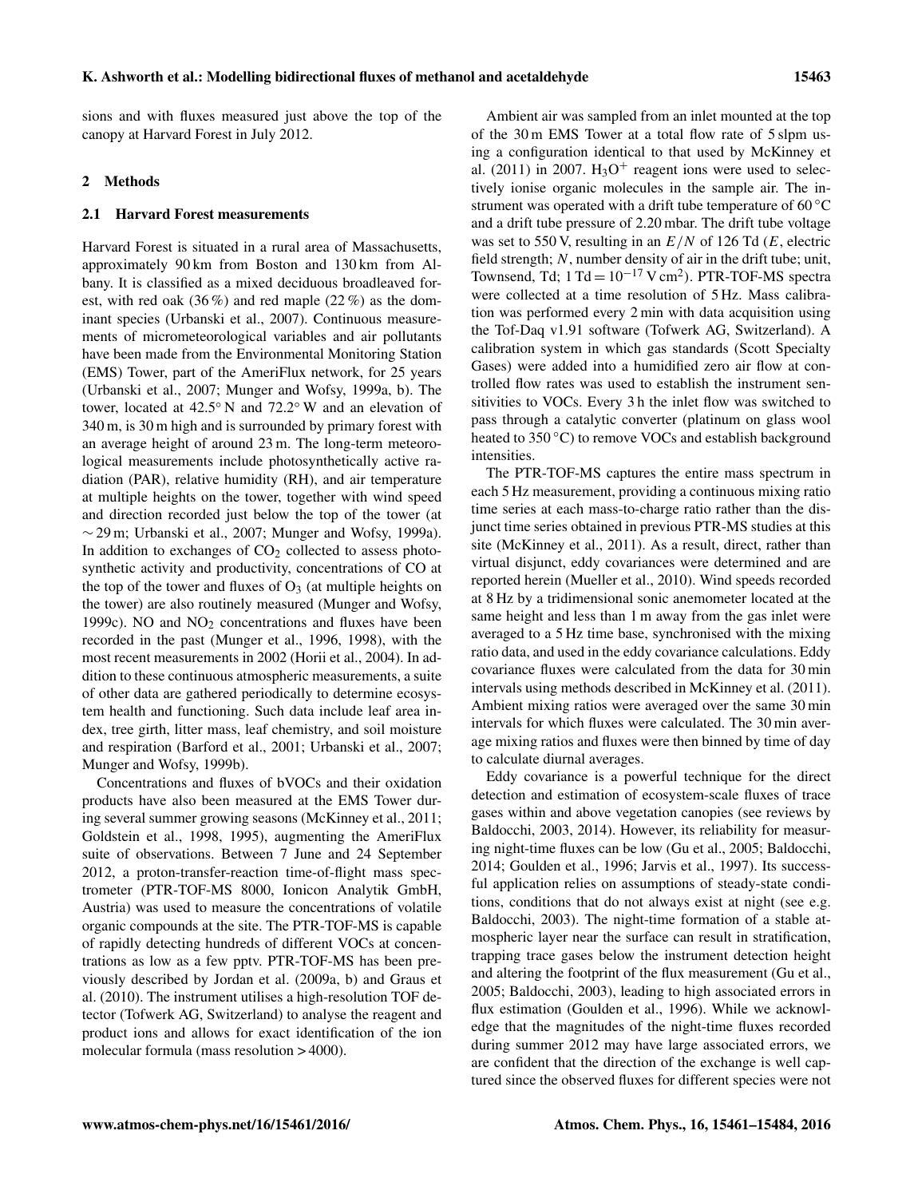sions and with fluxes measured just above the top of the canopy at Harvard Forest in July 2012.

## 2 Methods

### 2.1 Harvard Forest measurements

Harvard Forest is situated in a rural area of Massachusetts, approximately 90 km from Boston and 130 km from Albany. It is classified as a mixed deciduous broadleaved forest, with red oak (36 %) and red maple (22 %) as the dominant species (Urbanski et al., 2007). Continuous measurements of micrometeorological variables and air pollutants have been made from the Environmental Monitoring Station (EMS) Tower, part of the AmeriFlux network, for 25 years (Urbanski et al., 2007; Munger and Wofsy, 1999a, b). The tower, located at 42.5° N and 72.2° W and an elevation of 340 m, is 30 m high and is surrounded by primary forest with an average height of around 23 m. The long-term meteorological measurements include photosynthetically active radiation (PAR), relative humidity (RH), and air temperature at multiple heights on the tower, together with wind speed and direction recorded just below the top of the tower (at ∼ 29 m; Urbanski et al., 2007; Munger and Wofsy, 1999a). In addition to exchanges of $CO_2$ collected to assess photosynthetic activity and productivity, concentrations of CO at the top of the tower and fluxes of $O_3$ (at multiple heights on the tower) are also routinely measured (Munger and Wofsy, 1999c). NO and $NO_2$ concentrations and fluxes have been recorded in the past (Munger et al., 1996, 1998), with the most recent measurements in 2002 (Horii et al., 2004). In addition to these continuous atmospheric measurements, a suite of other data are gathered periodically to determine ecosystem health and functioning. Such data include leaf area index, tree girth, litter mass, leaf chemistry, and soil moisture and respiration (Barford et al., 2001; Urbanski et al., 2007; Munger and Wofsy, 1999b).

Concentrations and fluxes of bVOCs and their oxidation products have also been measured at the EMS Tower during several summer growing seasons (McKinney et al., 2011; Goldstein et al., 1998, 1995), augmenting the AmeriFlux suite of observations. Between 7 June and 24 September 2012, a proton-transfer-reaction time-of-flight mass spectrometer (PTR-TOF-MS 8000, Ionicon Analytik GmbH, Austria) was used to measure the concentrations of volatile organic compounds at the site. The PTR-TOF-MS is capable of rapidly detecting hundreds of different VOCs at concentrations as low as a few pptv. PTR-TOF-MS has been previously described by Jordan et al. (2009a, b) and Graus et al. (2010). The instrument utilises a high-resolution TOF detector (Tofwerk AG, Switzerland) to analyse the reagent and product ions and allows for exact identification of the ion molecular formula (mass resolution > 4000).

Ambient air was sampled from an inlet mounted at the top of the 30 m EMS Tower at a total flow rate of 5 slpm using a configuration identical to that used by McKinney et al. (2011) in 2007. $H_3O^+$ reagent ions were used to selectively ionise organic molecules in the sample air. The instrument was operated with a drift tube temperature of 60 °C and a drift tube pressure of 2.20 mbar. The drift tube voltage was set to 550 V, resulting in an $E/N$ of 126 Td ($E$, electric field strength; $N$, number density of air in the drift tube; unit, Townsend, Td; $1\,\text{Td} = 10^{-17}\,\text{V cm}^2$). PTR-TOF-MS spectra were collected at a time resolution of 5 Hz. Mass calibration was performed every 2 min with data acquisition using the Tof-Daq v1.91 software (Tofwerk AG, Switzerland). A calibration system in which gas standards (Scott Specialty Gases) were added into a humidified zero air flow at controlled flow rates was used to establish the instrument sensitivities to VOCs. Every 3 h the inlet flow was switched to pass through a catalytic converter (platinum on glass wool heated to 350 °C) to remove VOCs and establish background intensities.

The PTR-TOF-MS captures the entire mass spectrum in each 5 Hz measurement, providing a continuous mixing ratio time series at each mass-to-charge ratio rather than the disjunct time series obtained in previous PTR-MS studies at this site (McKinney et al., 2011). As a result, direct, rather than virtual disjunct, eddy covariances were determined and are reported herein (Mueller et al., 2010). Wind speeds recorded at 8 Hz by a tridimensional sonic anemometer located at the same height and less than 1 m away from the gas inlet were averaged to a 5 Hz time base, synchronised with the mixing ratio data, and used in the eddy covariance calculations. Eddy covariance fluxes were calculated from the data for 30 min intervals using methods described in McKinney et al. (2011). Ambient mixing ratios were averaged over the same 30 min intervals for which fluxes were calculated. The 30 min average mixing ratios and fluxes were then binned by time of day to calculate diurnal averages.

Eddy covariance is a powerful technique for the direct detection and estimation of ecosystem-scale fluxes of trace gases within and above vegetation canopies (see reviews by Baldocchi, 2003, 2014). However, its reliability for measuring night-time fluxes can be low (Gu et al., 2005; Baldocchi, 2014; Goulden et al., 1996; Jarvis et al., 1997). Its successful application relies on assumptions of steady-state conditions, conditions that do not always exist at night (see e.g. Baldocchi, 2003). The night-time formation of a stable atmospheric layer near the surface can result in stratification, trapping trace gases below the instrument detection height and altering the footprint of the flux measurement (Gu et al., 2005; Baldocchi, 2003), leading to high associated errors in flux estimation (Goulden et al., 1996). While we acknowledge that the magnitudes of the night-time fluxes recorded during summer 2012 may have large associated errors, we are confident that the direction of the exchange is well captured since the observed fluxes for different species were not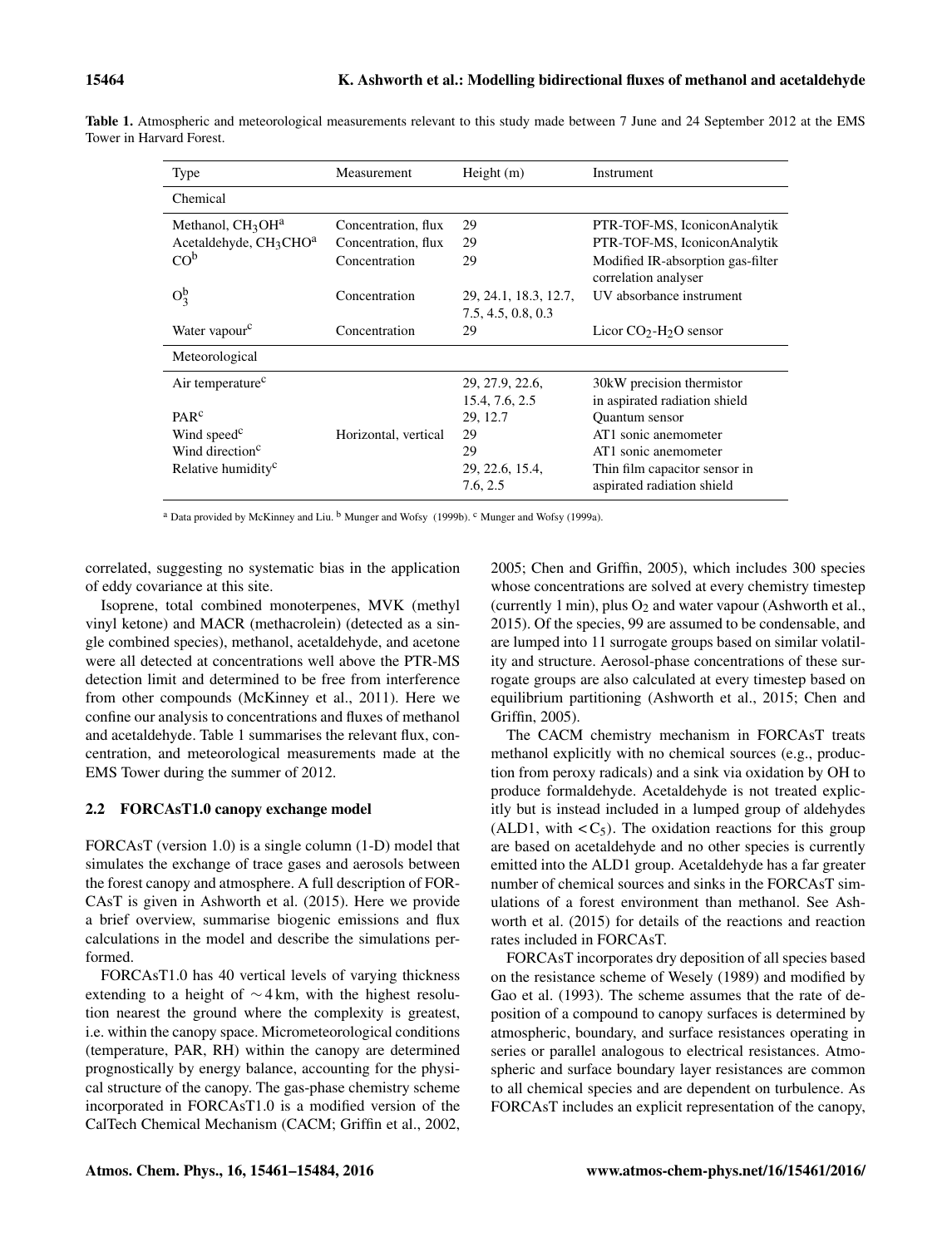**Table 1.** Atmospheric and meteorological measurements relevant to this study made between 7 June and 24 September 2012 at the EMS Tower in Harvard Forest.

| Type | Measurement | Height (m) | Instrument |
|---|---|---|---|
| Chemical | | | |
| Methanol, $CH_3OH$[a] | Concentration, flux | 29 | PTR-TOF-MS, IoniconAnalytik |
| Acetaldehyde, $CH_3CHO$[a] | Concentration, flux | 29 | PTR-TOF-MS, IoniconAnalytik |
| CO[b] | Concentration | 29 | Modified IR-absorption gas-filter correlation analyser |
| $O_3$[b] | Concentration | 29, 24.1, 18.3, 12.7, 7.5, 4.5, 0.8, 0.3 | UV absorbance instrument |
| Water vapour[c] | Concentration | 29 | Licor $CO_2$-$H_2O$ sensor |
| Meteorological | | | |
| Air temperature[c] | | 29, 27.9, 22.6, 15.4, 7.6, 2.5 | 30kW precision thermistor in aspirated radiation shield |
| PAR[c] | | 29, 12.7 | Quantum sensor |
| Wind speed[c] | Horizontal, vertical | 29 | AT1 sonic anemometer |
| Wind direction[c] | | 29 | AT1 sonic anemometer |
| Relative humidity[c] | | 29, 22.6, 15.4, 7.6, 2.5 | Thin film capacitor sensor in aspirated radiation shield |

[a] Data provided by McKinney and Liu. [b] Munger and Wofsy (1999b). [c] Munger and Wofsy (1999a).

correlated, suggesting no systematic bias in the application of eddy covariance at this site.

Isoprene, total combined monoterpenes, MVK (methyl vinyl ketone) and MACR (methacrolein) (detected as a single combined species), methanol, acetaldehyde, and acetone were all detected at concentrations well above the PTR-MS detection limit and determined to be free from interference from other compounds (McKinney et al., 2011). Here we confine our analysis to concentrations and fluxes of methanol and acetaldehyde. Table 1 summarises the relevant flux, concentration, and meteorological measurements made at the EMS Tower during the summer of 2012.

### 2.2 FORCAsT1.0 canopy exchange model

FORCAsT (version 1.0) is a single column (1-D) model that simulates the exchange of trace gases and aerosols between the forest canopy and atmosphere. A full description of FORCAsT is given in Ashworth et al. (2015). Here we provide a brief overview, summarise biogenic emissions and flux calculations in the model and describe the simulations performed.

FORCAsT1.0 has 40 vertical levels of varying thickness extending to a height of $\sim 4$ km, with the highest resolution nearest the ground where the complexity is greatest, i.e. within the canopy space. Micrometeorological conditions (temperature, PAR, RH) within the canopy are determined prognostically by energy balance, accounting for the physical structure of the canopy. The gas-phase chemistry scheme incorporated in FORCAsT1.0 is a modified version of the CalTech Chemical Mechanism (CACM; Griffin et al., 2002, 2005; Chen and Griffin, 2005), which includes 300 species whose concentrations are solved at every chemistry timestep (currently 1 min), plus $O_2$ and water vapour (Ashworth et al., 2015). Of the species, 99 are assumed to be condensable, and are lumped into 11 surrogate groups based on similar volatility and structure. Aerosol-phase concentrations of these surrogate groups are also calculated at every timestep based on equilibrium partitioning (Ashworth et al., 2015; Chen and Griffin, 2005).

The CACM chemistry mechanism in FORCAsT treats methanol explicitly with no chemical sources (e.g., production from peroxy radicals) and a sink via oxidation by OH to produce formaldehyde. Acetaldehyde is not treated explicitly but is instead included in a lumped group of aldehydes (ALD1, with $< C_5$). The oxidation reactions for this group are based on acetaldehyde and no other species is currently emitted into the ALD1 group. Acetaldehyde has a far greater number of chemical sources and sinks in the FORCAsT simulations of a forest environment than methanol. See Ashworth et al. (2015) for details of the reactions and reaction rates included in FORCAsT.

FORCAsT incorporates dry deposition of all species based on the resistance scheme of Wesely (1989) and modified by Gao et al. (1993). The scheme assumes that the rate of deposition of a compound to canopy surfaces is determined by atmospheric, boundary, and surface resistances operating in series or parallel analogous to electrical resistances. Atmospheric and surface boundary layer resistances are common to all chemical species and are dependent on turbulence. As FORCAsT includes an explicit representation of the canopy,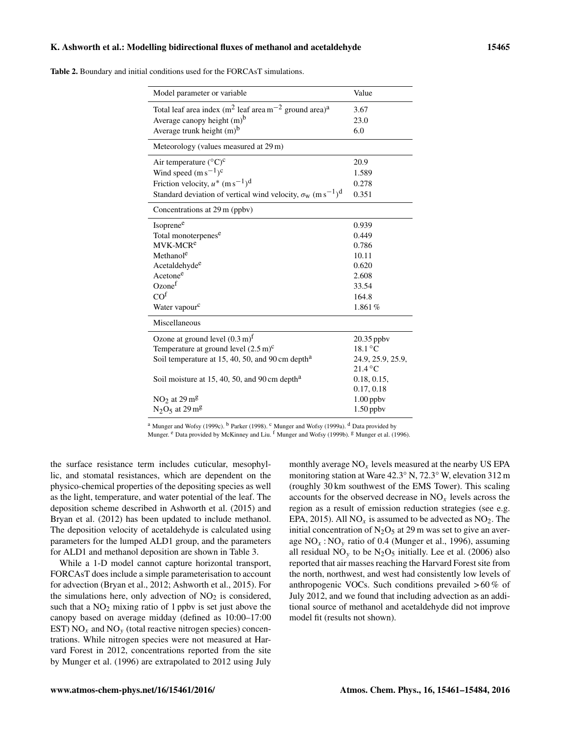**Table 2.** Boundary and initial conditions used for the FORCAsT simulations.

| Model parameter or variable | Value |
|---|---|
| Total leaf area index ($m^2$ leaf area $m^{-2}$ ground area)[a] | 3.67 |
| Average canopy height (m)[b] | 23.0 |
| Average trunk height (m)[b] | 6.0 |
| **Meteorology (values measured at 29 m)** | |
| Air temperature (°C)[c] | 20.9 |
| Wind speed ($m\,s^{-1}$)[c] | 1.589 |
| Friction velocity, $u^*$ ($m\,s^{-1}$)[d] | 0.278 |
| Standard deviation of vertical wind velocity, $\sigma_w$ ($m\,s^{-1}$)[d] | 0.351 |
| **Concentrations at 29 m (ppbv)** | |
| Isoprene[e] | 0.939 |
| Total monoterpenes[e] | 0.449 |
| MVK-MCR[e] | 0.786 |
| Methanol[e] | 10.11 |
| Acetaldehyde[e] | 0.620 |
| Acetone[e] | 2.608 |
| Ozone[f] | 33.54 |
| CO[f] | 164.8 |
| Water vapour[c] | 1.861 % |
| **Miscellaneous** | |
| Ozone at ground level (0.3 m)[f] | 20.35 ppbv |
| Temperature at ground level (2.5 m)[c] | 18.1 °C |
| Soil temperature at 15, 40, 50, and 90 cm depth[a] | 24.9, 25.9, 25.9, 21.4 °C |
| Soil moisture at 15, 40, 50, and 90 cm depth[a] | 0.18, 0.15, 0.17, 0.18 |
| $NO_2$ at 29 m[g] | 1.00 ppbv |
| $N_2O_5$ at 29 m[g] | 1.50 ppbv |

[a] Munger and Wofsy (1999c). [b] Parker (1998). [c] Munger and Wofsy (1999a). [d] Data provided by Munger. [e] Data provided by McKinney and Liu. [f] Munger and Wofsy (1999b). [g] Munger et al. (1996).

the surface resistance term includes cuticular, mesophyllic, and stomatal resistances, which are dependent on the physico-chemical properties of the depositing species as well as the light, temperature, and water potential of the leaf. The deposition scheme described in Ashworth et al. (2015) and Bryan et al. (2012) has been updated to include methanol. The deposition velocity of acetaldehyde is calculated using parameters for the lumped ALD1 group, and the parameters for ALD1 and methanol deposition are shown in Table 3.

While a 1-D model cannot capture horizontal transport, FORCAsT does include a simple parameterisation to account for advection (Bryan et al., 2012; Ashworth et al., 2015). For the simulations here, only advection of $NO_2$ is considered, such that a $NO_2$ mixing ratio of 1 ppbv is set just above the canopy based on average midday (defined as 10:00–17:00 EST) $NO_x$ and $NO_y$ (total reactive nitrogen species) concentrations. While nitrogen species were not measured at Harvard Forest in 2012, concentrations reported from the site by Munger et al. (1996) are extrapolated to 2012 using July monthly average $NO_x$ levels measured at the nearby US EPA monitoring station at Ware 42.3° N, 72.3° W, elevation 312 m (roughly 30 km southwest of the EMS Tower). This scaling accounts for the observed decrease in $NO_x$ levels across the region as a result of emission reduction strategies (see e.g. EPA, 2015). All $NO_x$ is assumed to be advected as $NO_2$. The initial concentration of $N_2O_5$ at 29 m was set to give an average $NO_x : NO_y$ ratio of 0.4 (Munger et al., 1996), assuming all residual $NO_y$ to be $N_2O_5$ initially. Lee et al. (2006) also reported that air masses reaching the Harvard Forest site from the north, northwest, and west had consistently low levels of anthropogenic VOCs. Such conditions prevailed > 60 % of July 2012, and we found that including advection as an additional source of methanol and acetaldehyde did not improve model fit (results not shown).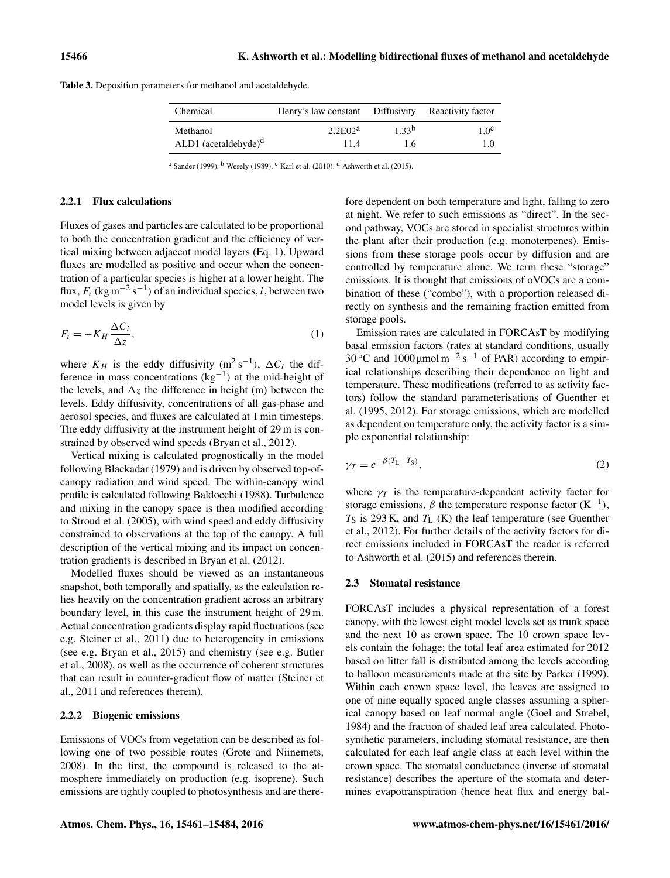Table 3. Deposition parameters for methanol and acetaldehyde.

| Chemical | Henry's law constant | Diffusivity | Reactivity factor |
|---|---|---|---|
| Methanol | 2.2E02[a] | 1.33[b] | 1.0[c] |
| ALD1 (acetaldehyde)[d] | 11.4 | 1.6 | 1.0 |

[a] Sander (1999). [b] Wesely (1989). [c] Karl et al. (2010). [d] Ashworth et al. (2015).

### 2.2.1 Flux calculations

Fluxes of gases and particles are calculated to be proportional to both the concentration gradient and the efficiency of vertical mixing between adjacent model layers (Eq. 1). Upward fluxes are modelled as positive and occur when the concentration of a particular species is higher at a lower height. The flux, $F_i$ ($\mathrm{kg\,m^{-2}\,s^{-1}}$) of an individual species, $i$, between two model levels is given by

$$F_i = -K_H \frac{\Delta C_i}{\Delta z}, \tag{1}$$

where $K_H$ is the eddy diffusivity ($\mathrm{m^2\,s^{-1}}$), $\Delta C_i$ the difference in mass concentrations ($\mathrm{kg^{-1}}$) at the mid-height of the levels, and $\Delta z$ the difference in height (m) between the levels. Eddy diffusivity, concentrations of all gas-phase and aerosol species, and fluxes are calculated at 1 min timesteps. The eddy diffusivity at the instrument height of 29 m is constrained by observed wind speeds (Bryan et al., 2012).

Vertical mixing is calculated prognostically in the model following Blackadar (1979) and is driven by observed top-of-canopy radiation and wind speed. The within-canopy wind profile is calculated following Baldocchi (1988). Turbulence and mixing in the canopy space is then modified according to Stroud et al. (2005), with wind speed and eddy diffusivity constrained to observations at the top of the canopy. A full description of the vertical mixing and its impact on concentration gradients is described in Bryan et al. (2012).

Modelled fluxes should be viewed as an instantaneous snapshot, both temporally and spatially, as the calculation relies heavily on the concentration gradient across an arbitrary boundary level, in this case the instrument height of 29 m. Actual concentration gradients display rapid fluctuations (see e.g. Steiner et al., 2011) due to heterogeneity in emissions (see e.g. Bryan et al., 2015) and chemistry (see e.g. Butler et al., 2008), as well as the occurrence of coherent structures that can result in counter-gradient flow of matter (Steiner et al., 2011 and references therein).

### 2.2.2 Biogenic emissions

Emissions of VOCs from vegetation can be described as following one of two possible routes (Grote and Niinemets, 2008). In the first, the compound is released to the atmosphere immediately on production (e.g. isoprene). Such emissions are tightly coupled to photosynthesis and are therefore dependent on both temperature and light, falling to zero at night. We refer to such emissions as "direct". In the second pathway, VOCs are stored in specialist structures within the plant after their production (e.g. monoterpenes). Emissions from these storage pools occur by diffusion and are controlled by temperature alone. We term these "storage" emissions. It is thought that emissions of oVOCs are a combination of these ("combo"), with a proportion released directly on synthesis and the remaining fraction emitted from storage pools.

Emission rates are calculated in FORCAsT by modifying basal emission factors (rates at standard conditions, usually 30 °C and 1000 $\mu\mathrm{mol\,m^{-2}\,s^{-1}}$ of PAR) according to empirical relationships describing their dependence on light and temperature. These modifications (referred to as activity factors) follow the standard parameterisations of Guenther et al. (1995, 2012). For storage emissions, which are modelled as dependent on temperature only, the activity factor is a simple exponential relationship:

$$\gamma_T = e^{-\beta(T_\mathrm{L}-T_\mathrm{S})}, \tag{2}$$

where $\gamma_T$ is the temperature-dependent activity factor for storage emissions, $\beta$ the temperature response factor ($\mathrm{K^{-1}}$), $T_\mathrm{S}$ is 293 K, and $T_\mathrm{L}$ (K) the leaf temperature (see Guenther et al., 2012). For further details of the activity factors for direct emissions included in FORCAsT the reader is referred to Ashworth et al. (2015) and references therein.

## 2.3 Stomatal resistance

FORCAsT includes a physical representation of a forest canopy, with the lowest eight model levels set as trunk space and the next 10 as crown space. The 10 crown space levels contain the foliage; the total leaf area estimated for 2012 based on litter fall is distributed among the levels according to balloon measurements made at the site by Parker (1999). Within each crown space level, the leaves are assigned to one of nine equally spaced angle classes assuming a spherical canopy based on leaf normal angle (Goel and Strebel, 1984) and the fraction of shaded leaf area calculated. Photosynthetic parameters, including stomatal resistance, are then calculated for each leaf angle class at each level within the crown space. The stomatal conductance (inverse of stomatal resistance) describes the aperture of the stomata and determines evapotranspiration (hence heat flux and energy bal-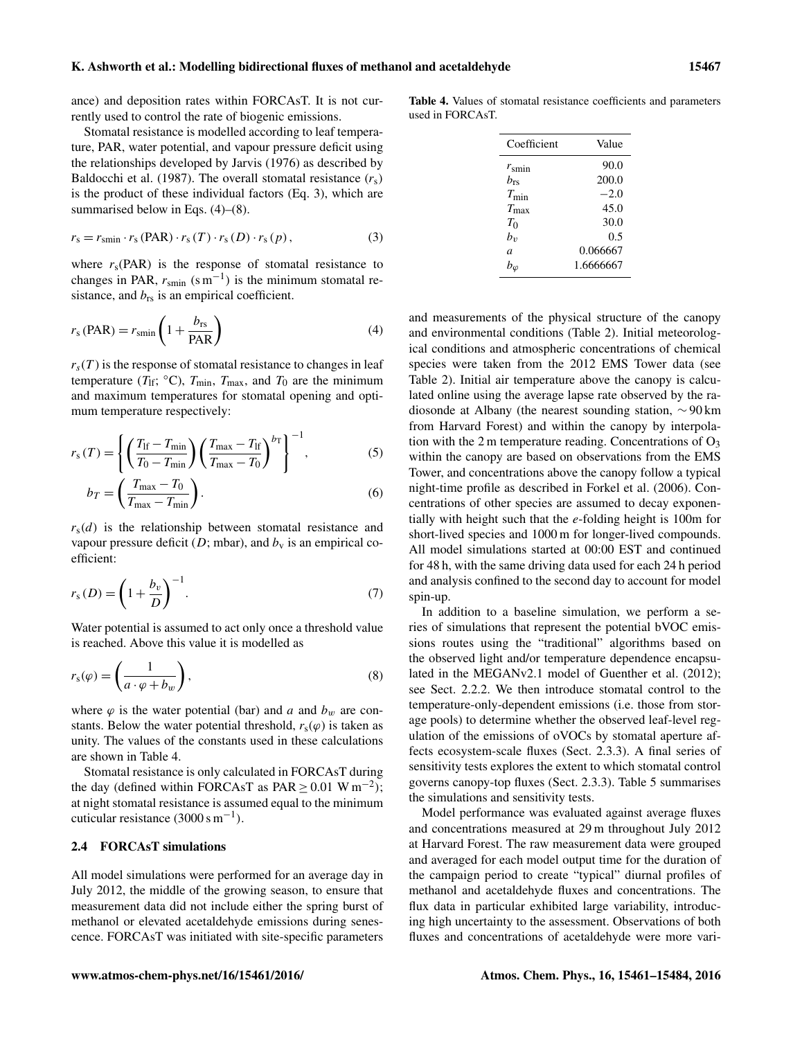ance) and deposition rates within FORCAsT. It is not currently used to control the rate of biogenic emissions.

Stomatal resistance is modelled according to leaf temperature, PAR, water potential, and vapour pressure deficit using the relationships developed by Jarvis (1976) as described by Baldocchi et al. (1987). The overall stomatal resistance ($r_s$) is the product of these individual factors (Eq. 3), which are summarised below in Eqs. (4)–(8).

$$r_s = r_{smin} \cdot r_s(\text{PAR}) \cdot r_s(T) \cdot r_s(D) \cdot r_s(p), \tag{3}$$

where $r_s$(PAR) is the response of stomatal resistance to changes in PAR, $r_{smin}$ (s m$^{-1}$) is the minimum stomatal resistance, and $b_{rs}$ is an empirical coefficient.

$$r_s(\text{PAR}) = r_{smin}\left(1 + \frac{b_{rs}}{\text{PAR}}\right) \tag{4}$$

$r_s(T)$ is the response of stomatal resistance to changes in leaf temperature ($T_{lf}$; °C), $T_{min}$, $T_{max}$, and $T_0$ are the minimum and maximum temperatures for stomatal opening and optimum temperature respectively:

$$r_s(T) = \left\{\left(\frac{T_{lf} - T_{min}}{T_0 - T_{min}}\right)\left(\frac{T_{max} - T_{lf}}{T_{max} - T_0}\right)^{b_T}\right\}^{-1}, \tag{5}$$

$$b_T = \left(\frac{T_{max} - T_0}{T_{max} - T_{min}}\right). \tag{6}$$

$r_s(d)$ is the relationship between stomatal resistance and vapour pressure deficit ($D$; mbar), and $b_v$ is an empirical coefficient:

$$r_s(D) = \left(1 + \frac{b_v}{D}\right)^{-1}. \tag{7}$$

Water potential is assumed to act only once a threshold value is reached. Above this value it is modelled as

$$r_s(\varphi) = \left(\frac{1}{a \cdot \varphi + b_w}\right), \tag{8}$$

where $\varphi$ is the water potential (bar) and $a$ and $b_w$ are constants. Below the water potential threshold, $r_s(\varphi)$ is taken as unity. The values of the constants used in these calculations are shown in Table 4.

Stomatal resistance is only calculated in FORCAsT during the day (defined within FORCAsT as PAR $\geq 0.01$ W m$^{-2}$); at night stomatal resistance is assumed equal to the minimum cuticular resistance (3000 s m$^{-1}$).

### 2.4 FORCAsT simulations

All model simulations were performed for an average day in July 2012, the middle of the growing season, to ensure that measurement data did not include either the spring burst of methanol or elevated acetaldehyde emissions during senescence. FORCAsT was initiated with site-specific parameters and measurements of the physical structure of the canopy and environmental conditions (Table 2). Initial meteorological conditions and atmospheric concentrations of chemical species were taken from the 2012 EMS Tower data (see Table 2). Initial air temperature above the canopy is calculated online using the average lapse rate observed by the radiosonde at Albany (the nearest sounding station, ∼ 90 km from Harvard Forest) and within the canopy by interpolation with the 2 m temperature reading. Concentrations of $O_3$ within the canopy are based on observations from the EMS Tower, and concentrations above the canopy follow a typical night-time profile as described in Forkel et al. (2006). Concentrations of other species are assumed to decay exponentially with height such that the *e*-folding height is 100m for short-lived species and 1000 m for longer-lived compounds. All model simulations started at 00:00 EST and continued for 48 h, with the same driving data used for each 24 h period and analysis confined to the second day to account for model spin-up.

**Table 4.** Values of stomatal resistance coefficients and parameters used in FORCAsT.

| Coefficient | Value |
|---|---|
| $r_{smin}$ | 90.0 |
| $b_{rs}$ | 200.0 |
| $T_{min}$ | −2.0 |
| $T_{max}$ | 45.0 |
| $T_0$ | 30.0 |
| $b_v$ | 0.5 |
| $a$ | 0.066667 |
| $b_\varphi$ | 1.6666667 |

In addition to a baseline simulation, we perform a series of simulations that represent the potential bVOC emissions routes using the "traditional" algorithms based on the observed light and/or temperature dependence encapsulated in the MEGANv2.1 model of Guenther et al. (2012); see Sect. 2.2.2. We then introduce stomatal control to the temperature-only-dependent emissions (i.e. those from storage pools) to determine whether the observed leaf-level regulation of the emissions of oVOCs by stomatal aperture affects ecosystem-scale fluxes (Sect. 2.3.3). A final series of sensitivity tests explores the extent to which stomatal control governs canopy-top fluxes (Sect. 2.3.3). Table 5 summarises the simulations and sensitivity tests.

Model performance was evaluated against average fluxes and concentrations measured at 29 m throughout July 2012 at Harvard Forest. The raw measurement data were grouped and averaged for each model output time for the duration of the campaign period to create "typical" diurnal profiles of methanol and acetaldehyde fluxes and concentrations. The flux data in particular exhibited large variability, introducing high uncertainty to the assessment. Observations of both fluxes and concentrations of acetaldehyde were more vari-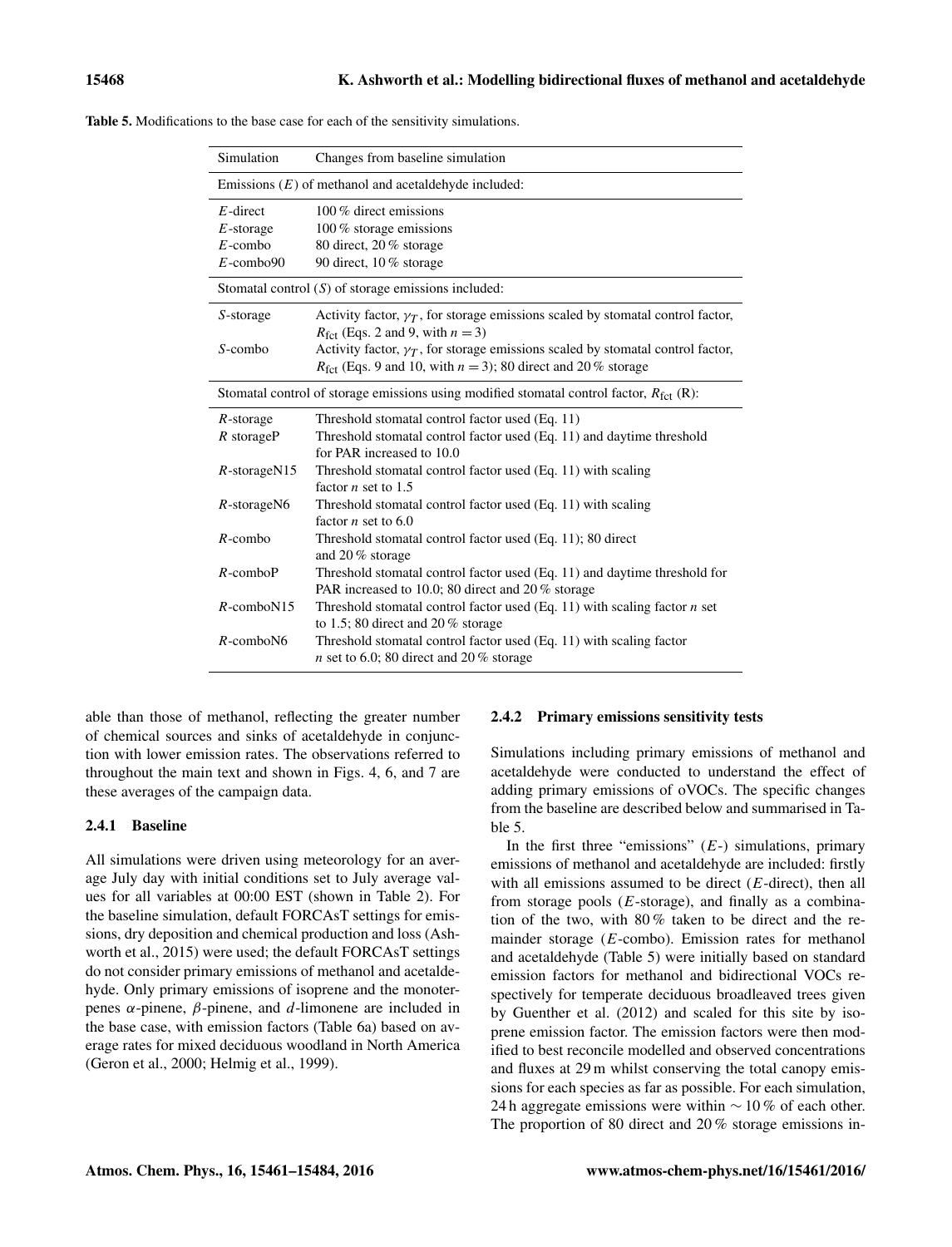**Table 5.** Modifications to the base case for each of the sensitivity simulations.

| Simulation | Changes from baseline simulation |
|---|---|
| Emissions ($E$) of methanol and acetaldehyde included: | |
| $E$-direct | 100 % direct emissions |
| $E$-storage | 100 % storage emissions |
| $E$-combo | 80 direct, 20 % storage |
| $E$-combo90 | 90 direct, 10 % storage |
| Stomatal control ($S$) of storage emissions included: | |
| $S$-storage | Activity factor, $\gamma_T$, for storage emissions scaled by stomatal control factor, $R_{\mathrm{fct}}$ (Eqs. 2 and 9, with $n = 3$) |
| $S$-combo | Activity factor, $\gamma_T$, for storage emissions scaled by stomatal control factor, $R_{\mathrm{fct}}$ (Eqs. 9 and 10, with $n = 3$); 80 direct and 20 % storage |
| Stomatal control of storage emissions using modified stomatal control factor, $R_{\mathrm{fct}}$ (R): | |
| $R$-storage | Threshold stomatal control factor used (Eq. 11) |
| $R$ storageP | Threshold stomatal control factor used (Eq. 11) and daytime threshold for PAR increased to 10.0 |
| $R$-storageN15 | Threshold stomatal control factor used (Eq. 11) with scaling factor $n$ set to 1.5 |
| $R$-storageN6 | Threshold stomatal control factor used (Eq. 11) with scaling factor $n$ set to 6.0 |
| $R$-combo | Threshold stomatal control factor used (Eq. 11); 80 direct and 20 % storage |
| $R$-comboP | Threshold stomatal control factor used (Eq. 11) and daytime threshold for PAR increased to 10.0; 80 direct and 20 % storage |
| $R$-comboN15 | Threshold stomatal control factor used (Eq. 11) with scaling factor $n$ set to 1.5; 80 direct and 20 % storage |
| $R$-comboN6 | Threshold stomatal control factor used (Eq. 11) with scaling factor $n$ set to 6.0; 80 direct and 20 % storage |

able than those of methanol, reflecting the greater number of chemical sources and sinks of acetaldehyde in conjunction with lower emission rates. The observations referred to throughout the main text and shown in Figs. 4, 6, and 7 are these averages of the campaign data.

### 2.4.1 Baseline

All simulations were driven using meteorology for an average July day with initial conditions set to July average values for all variables at 00:00 EST (shown in Table 2). For the baseline simulation, default FORCAsT settings for emissions, dry deposition and chemical production and loss (Ashworth et al., 2015) were used; the default FORCAsT settings do not consider primary emissions of methanol and acetaldehyde. Only primary emissions of isoprene and the monoterpenes $\alpha$-pinene, $\beta$-pinene, and $d$-limonene are included in the base case, with emission factors (Table 6a) based on average rates for mixed deciduous woodland in North America (Geron et al., 2000; Helmig et al., 1999).

### 2.4.2 Primary emissions sensitivity tests

Simulations including primary emissions of methanol and acetaldehyde were conducted to understand the effect of adding primary emissions of oVOCs. The specific changes from the baseline are described below and summarised in Table 5.

In the first three "emissions" ($E$-) simulations, primary emissions of methanol and acetaldehyde are included: firstly with all emissions assumed to be direct ($E$-direct), then all from storage pools ($E$-storage), and finally as a combination of the two, with 80 % taken to be direct and the remainder storage ($E$-combo). Emission rates for methanol and acetaldehyde (Table 5) were initially based on standard emission factors for methanol and bidirectional VOCs respectively for temperate deciduous broadleaved trees given by Guenther et al. (2012) and scaled for this site by isoprene emission factor. The emission factors were then modified to best reconcile modelled and observed concentrations and fluxes at 29 m whilst conserving the total canopy emissions for each species as far as possible. For each simulation, 24 h aggregate emissions were within $\sim 10$ % of each other. The proportion of 80 direct and 20 % storage emissions in-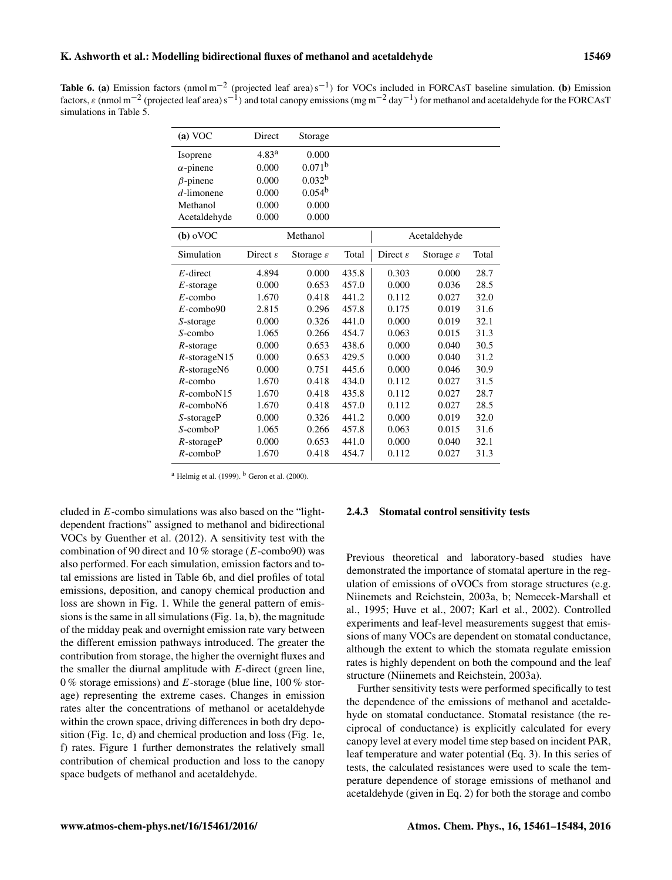**Table 6.** **(a)** Emission factors (nmol $m^{-2}$ (projected leaf area) $s^{-1}$) for VOCs included in FORCAsT baseline simulation. **(b)** Emission factors, $\varepsilon$ (nmol $m^{-2}$ (projected leaf area) $s^{-1}$) and total canopy emissions (mg $m^{-2}$ $day^{-1}$) for methanol and acetaldehyde for the FORCAsT simulations in Table 5.

| **(a)** VOC | Direct | Storage |
|---|---|---|
| Isoprene | 4.83[a] | 0.000 |
| $\alpha$-pinene | 0.000 | 0.071[b] |
| $\beta$-pinene | 0.000 | 0.032[b] |
| $d$-limonene | 0.000 | 0.054[b] |
| Methanol | 0.000 | 0.000 |
| Acetaldehyde | 0.000 | 0.000 |

| **(b)** oVOC | Methanol | | | Acetaldehyde | | |
|---|---|---|---|---|---|---|
| Simulation | Direct $\varepsilon$ | Storage $\varepsilon$ | Total | Direct $\varepsilon$ | Storage $\varepsilon$ | Total |
| $E$-direct | 4.894 | 0.000 | 435.8 | 0.303 | 0.000 | 28.7 |
| $E$-storage | 0.000 | 0.653 | 457.0 | 0.000 | 0.036 | 28.5 |
| $E$-combo | 1.670 | 0.418 | 441.2 | 0.112 | 0.027 | 32.0 |
| $E$-combo90 | 2.815 | 0.296 | 457.8 | 0.175 | 0.019 | 31.6 |
| $S$-storage | 0.000 | 0.326 | 441.0 | 0.000 | 0.019 | 32.1 |
| $S$-combo | 1.065 | 0.266 | 454.7 | 0.063 | 0.015 | 31.3 |
| $R$-storage | 0.000 | 0.653 | 438.6 | 0.000 | 0.040 | 30.5 |
| $R$-storageN15 | 0.000 | 0.653 | 429.5 | 0.000 | 0.040 | 31.2 |
| $R$-storageN6 | 0.000 | 0.751 | 445.6 | 0.000 | 0.046 | 30.9 |
| $R$-combo | 1.670 | 0.418 | 434.0 | 0.112 | 0.027 | 31.5 |
| $R$-comboN15 | 1.670 | 0.418 | 435.8 | 0.112 | 0.027 | 28.7 |
| $R$-comboN6 | 1.670 | 0.418 | 457.0 | 0.112 | 0.027 | 28.5 |
| $S$-storageP | 0.000 | 0.326 | 441.2 | 0.000 | 0.019 | 32.0 |
| $S$-comboP | 1.065 | 0.266 | 457.8 | 0.063 | 0.015 | 31.6 |
| $R$-storageP | 0.000 | 0.653 | 441.0 | 0.000 | 0.040 | 32.1 |
| $R$-comboP | 1.670 | 0.418 | 454.7 | 0.112 | 0.027 | 31.3 |

[a] Helmig et al. (1999). [b] Geron et al. (2000).

cluded in $E$-combo simulations was also based on the "light-dependent fractions" assigned to methanol and bidirectional VOCs by Guenther et al. (2012). A sensitivity test with the combination of 90 direct and 10 % storage ($E$-combo90) was also performed. For each simulation, emission factors and total emissions are listed in Table 6b, and diel profiles of total emissions, deposition, and canopy chemical production and loss are shown in Fig. 1. While the general pattern of emissions is the same in all simulations (Fig. 1a, b), the magnitude of the midday peak and overnight emission rate vary between the different emission pathways introduced. The greater the contribution from storage, the higher the overnight fluxes and the smaller the diurnal amplitude with $E$-direct (green line, 0 % storage emissions) and $E$-storage (blue line, 100 % storage) representing the extreme cases. Changes in emission rates alter the concentrations of methanol or acetaldehyde within the crown space, driving differences in both dry deposition (Fig. 1c, d) and chemical production and loss (Fig. 1e, f) rates. Figure 1 further demonstrates the relatively small contribution of chemical production and loss to the canopy space budgets of methanol and acetaldehyde.

### 2.4.3 Stomatal control sensitivity tests

Previous theoretical and laboratory-based studies have demonstrated the importance of stomatal aperture in the regulation of emissions of oVOCs from storage structures (e.g. Niinemets and Reichstein, 2003a, b; Nemecek-Marshall et al., 1995; Huve et al., 2007; Karl et al., 2002). Controlled experiments and leaf-level measurements suggest that emissions of many VOCs are dependent on stomatal conductance, although the extent to which the stomata regulate emission rates is highly dependent on both the compound and the leaf structure (Niinemets and Reichstein, 2003a).

Further sensitivity tests were performed specifically to test the dependence of the emissions of methanol and acetaldehyde on stomatal conductance. Stomatal resistance (the reciprocal of conductance) is explicitly calculated for every canopy level at every model time step based on incident PAR, leaf temperature and water potential (Eq. 3). In this series of tests, the calculated resistances were used to scale the temperature dependence of storage emissions of methanol and acetaldehyde (given in Eq. 2) for both the storage and combo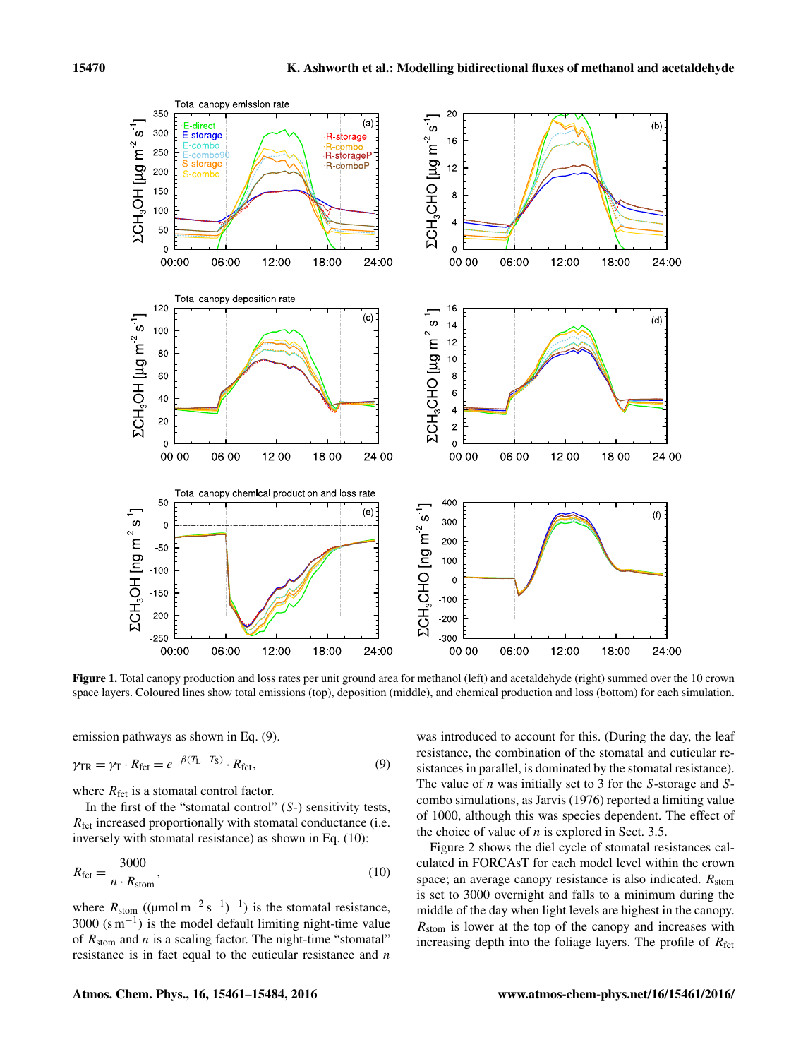**Figure 1.** Total canopy production and loss rates per unit ground area for methanol (left) and acetaldehyde (right) summed over the 10 crown space layers. Coloured lines show total emissions (top), deposition (middle), and chemical production and loss (bottom) for each simulation.

emission pathways as shown in Eq. (9).

$$\gamma_{TR} = \gamma_T \cdot R_{fct} = e^{-\beta(T_L - T_S)} \cdot R_{fct}, \tag{9}$$

where $R_{fct}$ is a stomatal control factor.

In the first of the "stomatal control" ($S$-) sensitivity tests, $R_{fct}$ increased proportionally with stomatal conductance (i.e. inversely with stomatal resistance) as shown in Eq. (10):

$$R_{fct} = \frac{3000}{n \cdot R_{stom}}, \tag{10}$$

where $R_{stom}$ ((µmol m$^{-2}$ s$^{-1}$)$^{-1}$) is the stomatal resistance, 3000 (s m$^{-1}$) is the model default limiting night-time value of $R_{stom}$ and $n$ is a scaling factor. The night-time "stomatal" resistance is in fact equal to the cuticular resistance and $n$ was introduced to account for this. (During the day, the leaf resistance, the combination of the stomatal and cuticular resistances in parallel, is dominated by the stomatal resistance). The value of $n$ was initially set to 3 for the $S$-storage and $S$-combo simulations, as Jarvis (1976) reported a limiting value of 1000, although this was species dependent. The effect of the choice of value of $n$ is explored in Sect. 3.5.

Figure 2 shows the diel cycle of stomatal resistances calculated in FORCAsT for each model level within the crown space; an average canopy resistance is also indicated. $R_{stom}$ is set to 3000 overnight and falls to a minimum during the middle of the day when light levels are highest in the canopy. $R_{stom}$ is lower at the top of the canopy and increases with increasing depth into the foliage layers. The profile of $R_{fct}$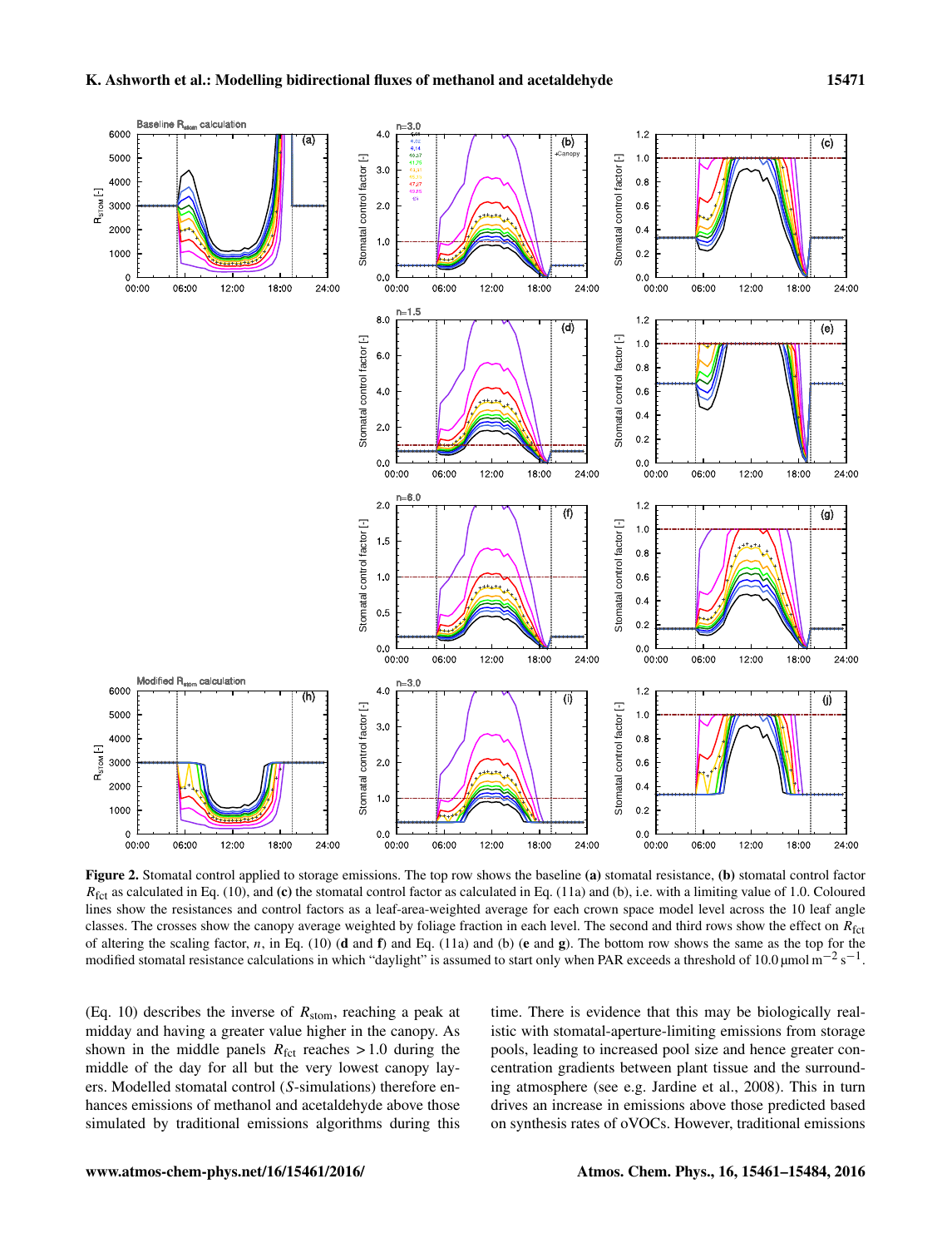**Figure 2.** Stomatal control applied to storage emissions. The top row shows the baseline **(a)** stomatal resistance, **(b)** stomatal control factor $R_{fct}$ as calculated in Eq. (10), and **(c)** the stomatal control factor as calculated in Eq. (11a) and (b), i.e. with a limiting value of 1.0. Coloured lines show the resistances and control factors as a leaf-area-weighted average for each crown space model level across the 10 leaf angle classes. The crosses show the canopy average weighted by foliage fraction in each level. The second and third rows show the effect on $R_{fct}$ of altering the scaling factor, $n$, in Eq. (10) (**d** and **f**) and Eq. (11a) and (b) (**e** and **g**). The bottom row shows the same as the top for the modified stomatal resistance calculations in which "daylight" is assumed to start only when PAR exceeds a threshold of 10.0 µmol m$^{-2}$ s$^{-1}$.

(Eq. 10) describes the inverse of $R_{stom}$, reaching a peak at midday and having a greater value higher in the canopy. As shown in the middle panels $R_{fct}$ reaches > 1.0 during the middle of the day for all but the very lowest canopy layers. Modelled stomatal control ($S$-simulations) therefore enhances emissions of methanol and acetaldehyde above those simulated by traditional emissions algorithms during this time. There is evidence that this may be biologically realistic with stomatal-aperture-limiting emissions from storage pools, leading to increased pool size and hence greater concentration gradients between plant tissue and the surrounding atmosphere (see e.g. Jardine et al., 2008). This in turn drives an increase in emissions above those predicted based on synthesis rates of oVOCs. However, traditional emissions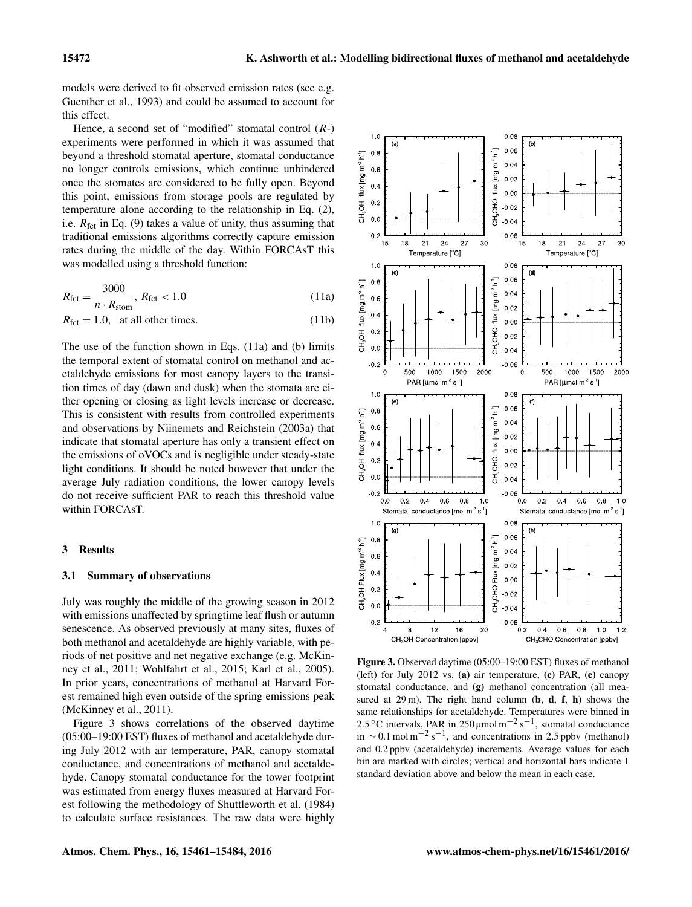models were derived to fit observed emission rates (see e.g. Guenther et al., 1993) and could be assumed to account for this effect.

Hence, a second set of "modified" stomatal control ($R$-) experiments were performed in which it was assumed that beyond a threshold stomatal aperture, stomatal conductance no longer controls emissions, which continue unhindered once the stomates are considered to be fully open. Beyond this point, emissions from storage pools are regulated by temperature alone according to the relationship in Eq. (2), i.e. $R_{\text{fct}}$ in Eq. (9) takes a value of unity, thus assuming that traditional emissions algorithms correctly capture emission rates during the middle of the day. Within FORCAsT this was modelled using a threshold function:

$$R_{\text{fct}} = \frac{3000}{n \cdot R_{\text{stom}}},\ R_{\text{fct}} < 1.0 \tag{11a}$$

$$R_{\text{fct}} = 1.0, \quad \text{at all other times.} \tag{11b}$$

The use of the function shown in Eqs. (11a) and (b) limits the temporal extent of stomatal control on methanol and acetaldehyde emissions for most canopy layers to the transition times of day (dawn and dusk) when the stomata are either opening or closing as light levels increase or decrease. This is consistent with results from controlled experiments and observations by Niinemets and Reichstein (2003a) that indicate that stomatal aperture has only a transient effect on the emissions of oVOCs and is negligible under steady-state light conditions. It should be noted however that under the average July radiation conditions, the lower canopy levels do not receive sufficient PAR to reach this threshold value within FORCAsT.

## 3 Results

### 3.1 Summary of observations

July was roughly the middle of the growing season in 2012 with emissions unaffected by springtime leaf flush or autumn senescence. As observed previously at many sites, fluxes of both methanol and acetaldehyde are highly variable, with periods of net positive and net negative exchange (e.g. McKinney et al., 2011; Wohlfahrt et al., 2015; Karl et al., 2005). In prior years, concentrations of methanol at Harvard Forest remained high even outside of the spring emissions peak (McKinney et al., 2011).

Figure 3 shows correlations of the observed daytime (05:00–19:00 EST) fluxes of methanol and acetaldehyde during July 2012 with air temperature, PAR, canopy stomatal conductance, and concentrations of methanol and acetaldehyde. Canopy stomatal conductance for the tower footprint was estimated from energy fluxes measured at Harvard Forest following the methodology of Shuttleworth et al. (1984) to calculate surface resistances. The raw data were highly

**Figure 3.** Observed daytime (05:00–19:00 EST) fluxes of methanol (left) for July 2012 vs. **(a)** air temperature, **(c)** PAR, **(e)** canopy stomatal conductance, and **(g)** methanol concentration (all measured at 29 m). The right hand column (**b**, **d**, **f**, **h**) shows the same relationships for acetaldehyde. Temperatures were binned in 2.5 °C intervals, PAR in 250 µmol m$^{-2}$ s$^{-1}$, stomatal conductance in ~0.1 mol m$^{-2}$ s$^{-1}$, and concentrations in 2.5 ppbv (methanol) and 0.2 ppbv (acetaldehyde) increments. Average values for each bin are marked with circles; vertical and horizontal bars indicate 1 standard deviation above and below the mean in each case.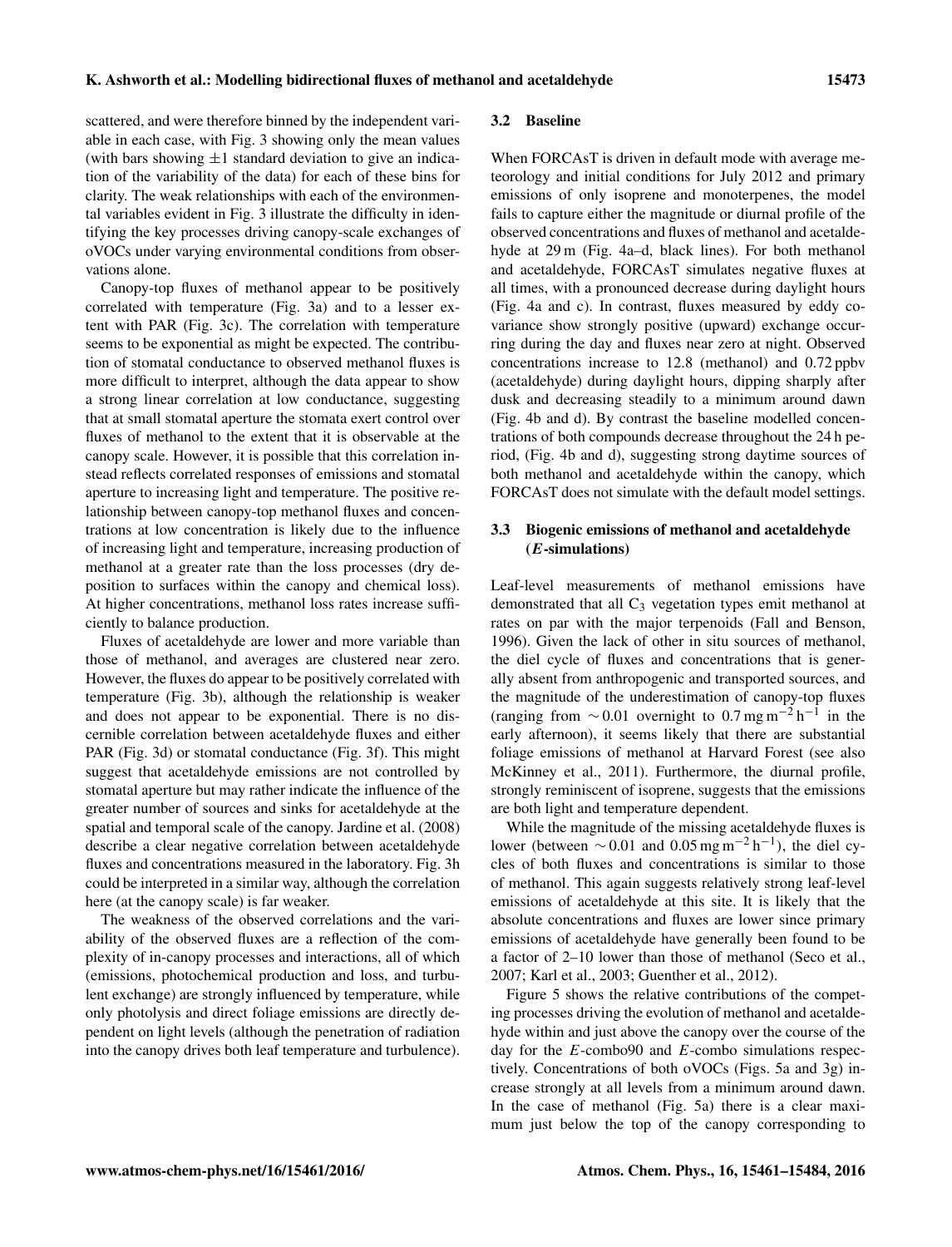scattered, and were therefore binned by the independent variable in each case, with Fig. 3 showing only the mean values (with bars showing ±1 standard deviation to give an indication of the variability of the data) for each of these bins for clarity. The weak relationships with each of the environmental variables evident in Fig. 3 illustrate the difficulty in identifying the key processes driving canopy-scale exchanges of oVOCs under varying environmental conditions from observations alone.

Canopy-top fluxes of methanol appear to be positively correlated with temperature (Fig. 3a) and to a lesser extent with PAR (Fig. 3c). The correlation with temperature seems to be exponential as might be expected. The contribution of stomatal conductance to observed methanol fluxes is more difficult to interpret, although the data appear to show a strong linear correlation at low conductance, suggesting that at small stomatal aperture the stomata exert control over fluxes of methanol to the extent that it is observable at the canopy scale. However, it is possible that this correlation instead reflects correlated responses of emissions and stomatal aperture to increasing light and temperature. The positive relationship between canopy-top methanol fluxes and concentrations at low concentration is likely due to the influence of increasing light and temperature, increasing production of methanol at a greater rate than the loss processes (dry deposition to surfaces within the canopy and chemical loss). At higher concentrations, methanol loss rates increase sufficiently to balance production.

Fluxes of acetaldehyde are lower and more variable than those of methanol, and averages are clustered near zero. However, the fluxes do appear to be positively correlated with temperature (Fig. 3b), although the relationship is weaker and does not appear to be exponential. There is no discernible correlation between acetaldehyde fluxes and either PAR (Fig. 3d) or stomatal conductance (Fig. 3f). This might suggest that acetaldehyde emissions are not controlled by stomatal aperture but may rather indicate the influence of the greater number of sources and sinks for acetaldehyde at the spatial and temporal scale of the canopy. Jardine et al. (2008) describe a clear negative correlation between acetaldehyde fluxes and concentrations measured in the laboratory. Fig. 3h could be interpreted in a similar way, although the correlation here (at the canopy scale) is far weaker.

The weakness of the observed correlations and the variability of the observed fluxes are a reflection of the complexity of in-canopy processes and interactions, all of which (emissions, photochemical production and loss, and turbulent exchange) are strongly influenced by temperature, while only photolysis and direct foliage emissions are directly dependent on light levels (although the penetration of radiation into the canopy drives both leaf temperature and turbulence).

### 3.2 Baseline

When FORCAsT is driven in default mode with average meteorology and initial conditions for July 2012 and primary emissions of only isoprene and monoterpenes, the model fails to capture either the magnitude or diurnal profile of the observed concentrations and fluxes of methanol and acetaldehyde at 29 m (Fig. 4a–d, black lines). For both methanol and acetaldehyde, FORCAsT simulates negative fluxes at all times, with a pronounced decrease during daylight hours (Fig. 4a and c). In contrast, fluxes measured by eddy covariance show strongly positive (upward) exchange occurring during the day and fluxes near zero at night. Observed concentrations increase to 12.8 (methanol) and 0.72 ppbv (acetaldehyde) during daylight hours, dipping sharply after dusk and decreasing steadily to a minimum around dawn (Fig. 4b and d). By contrast the baseline modelled concentrations of both compounds decrease throughout the 24 h period, (Fig. 4b and d), suggesting strong daytime sources of both methanol and acetaldehyde within the canopy, which FORCAsT does not simulate with the default model settings.

### 3.3 Biogenic emissions of methanol and acetaldehyde (*E*-simulations)

Leaf-level measurements of methanol emissions have demonstrated that all $C_3$ vegetation types emit methanol at rates on par with the major terpenoids (Fall and Benson, 1996). Given the lack of other in situ sources of methanol, the diel cycle of fluxes and concentrations that is generally absent from anthropogenic and transported sources, and the magnitude of the underestimation of canopy-top fluxes (ranging from ∼0.01 overnight to $0.7\,\mathrm{mg\,m^{-2}\,h^{-1}}$ in the early afternoon), it seems likely that there are substantial foliage emissions of methanol at Harvard Forest (see also McKinney et al., 2011). Furthermore, the diurnal profile, strongly reminiscent of isoprene, suggests that the emissions are both light and temperature dependent.

While the magnitude of the missing acetaldehyde fluxes is lower (between ∼0.01 and $0.05\,\mathrm{mg\,m^{-2}\,h^{-1}}$), the diel cycles of both fluxes and concentrations is similar to those of methanol. This again suggests relatively strong leaf-level emissions of acetaldehyde at this site. It is likely that the absolute concentrations and fluxes are lower since primary emissions of acetaldehyde have generally been found to be a factor of 2–10 lower than those of methanol (Seco et al., 2007; Karl et al., 2003; Guenther et al., 2012).

Figure 5 shows the relative contributions of the competing processes driving the evolution of methanol and acetaldehyde within and just above the canopy over the course of the day for the *E*-combo90 and *E*-combo simulations respectively. Concentrations of both oVOCs (Figs. 5a and 3g) increase strongly at all levels from a minimum around dawn. In the case of methanol (Fig. 5a) there is a clear maximum just below the top of the canopy corresponding to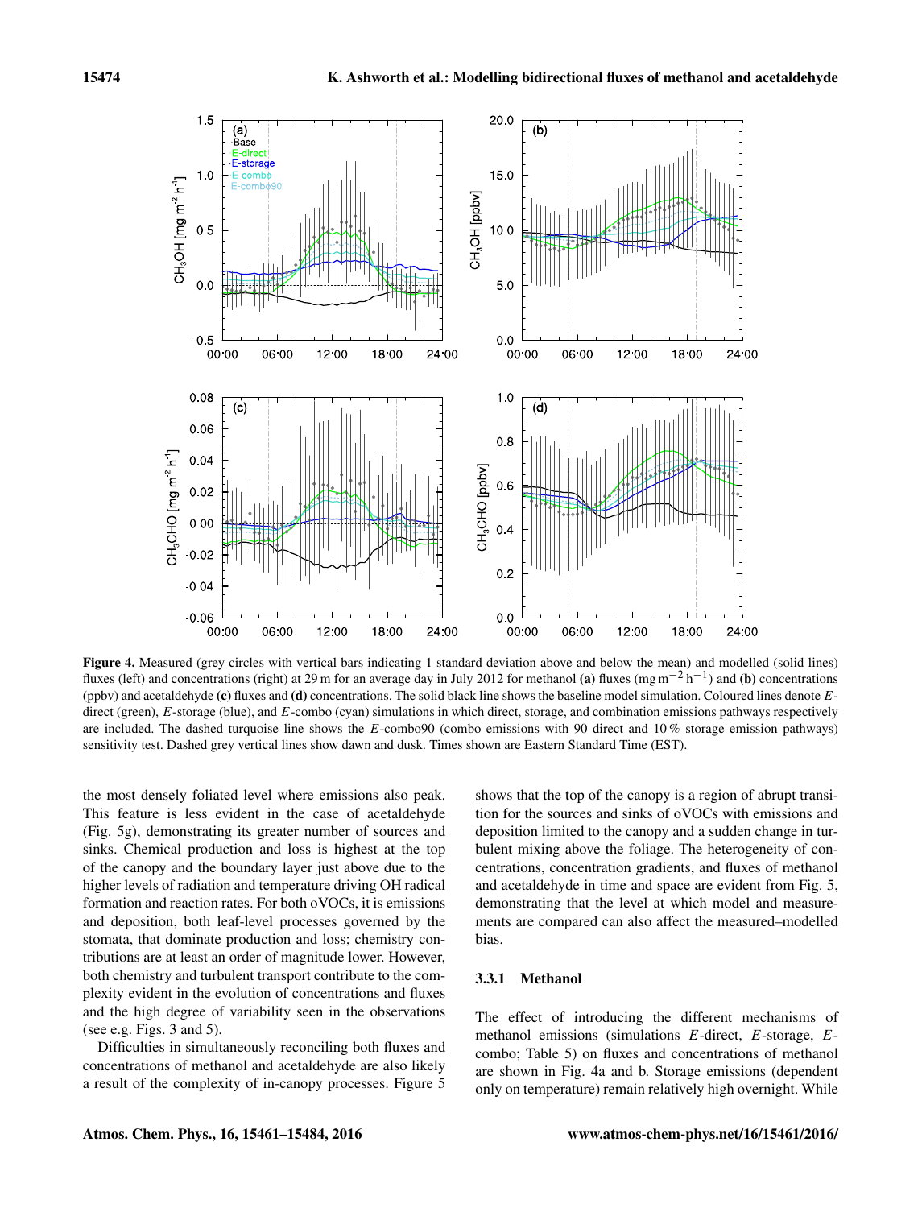**Figure 4.** Measured (grey circles with vertical bars indicating 1 standard deviation above and below the mean) and modelled (solid lines) fluxes (left) and concentrations (right) at 29 m for an average day in July 2012 for methanol **(a)** fluxes (mg $m^{-2}$ $h^{-1}$) and **(b)** concentrations (ppbv) and acetaldehyde **(c)** fluxes and **(d)** concentrations. The solid black line shows the baseline model simulation. Coloured lines denote *E*-direct (green), *E*-storage (blue), and *E*-combo (cyan) simulations in which direct, storage, and combination emissions pathways respectively are included. The dashed turquoise line shows the *E*-combo90 (combo emissions with 90 direct and 10 % storage emission pathways) sensitivity test. Dashed grey vertical lines show dawn and dusk. Times shown are Eastern Standard Time (EST).

the most densely foliated level where emissions also peak. This feature is less evident in the case of acetaldehyde (Fig. 5g), demonstrating its greater number of sources and sinks. Chemical production and loss is highest at the top of the canopy and the boundary layer just above due to the higher levels of radiation and temperature driving OH radical formation and reaction rates. For both oVOCs, it is emissions and deposition, both leaf-level processes governed by the stomata, that dominate production and loss; chemistry contributions are at least an order of magnitude lower. However, both chemistry and turbulent transport contribute to the complexity evident in the evolution of concentrations and fluxes and the high degree of variability seen in the observations (see e.g. Figs. 3 and 5).

Difficulties in simultaneously reconciling both fluxes and concentrations of methanol and acetaldehyde are also likely a result of the complexity of in-canopy processes. Figure 5 shows that the top of the canopy is a region of abrupt transition for the sources and sinks of oVOCs with emissions and deposition limited to the canopy and a sudden change in turbulent mixing above the foliage. The heterogeneity of concentrations, concentration gradients, and fluxes of methanol and acetaldehyde in time and space are evident from Fig. 5, demonstrating that the level at which model and measurements are compared can also affect the measured–modelled bias.

### 3.3.1 Methanol

The effect of introducing the different mechanisms of methanol emissions (simulations *E*-direct, *E*-storage, *E*-combo; Table 5) on fluxes and concentrations of methanol are shown in Fig. 4a and b. Storage emissions (dependent only on temperature) remain relatively high overnight. While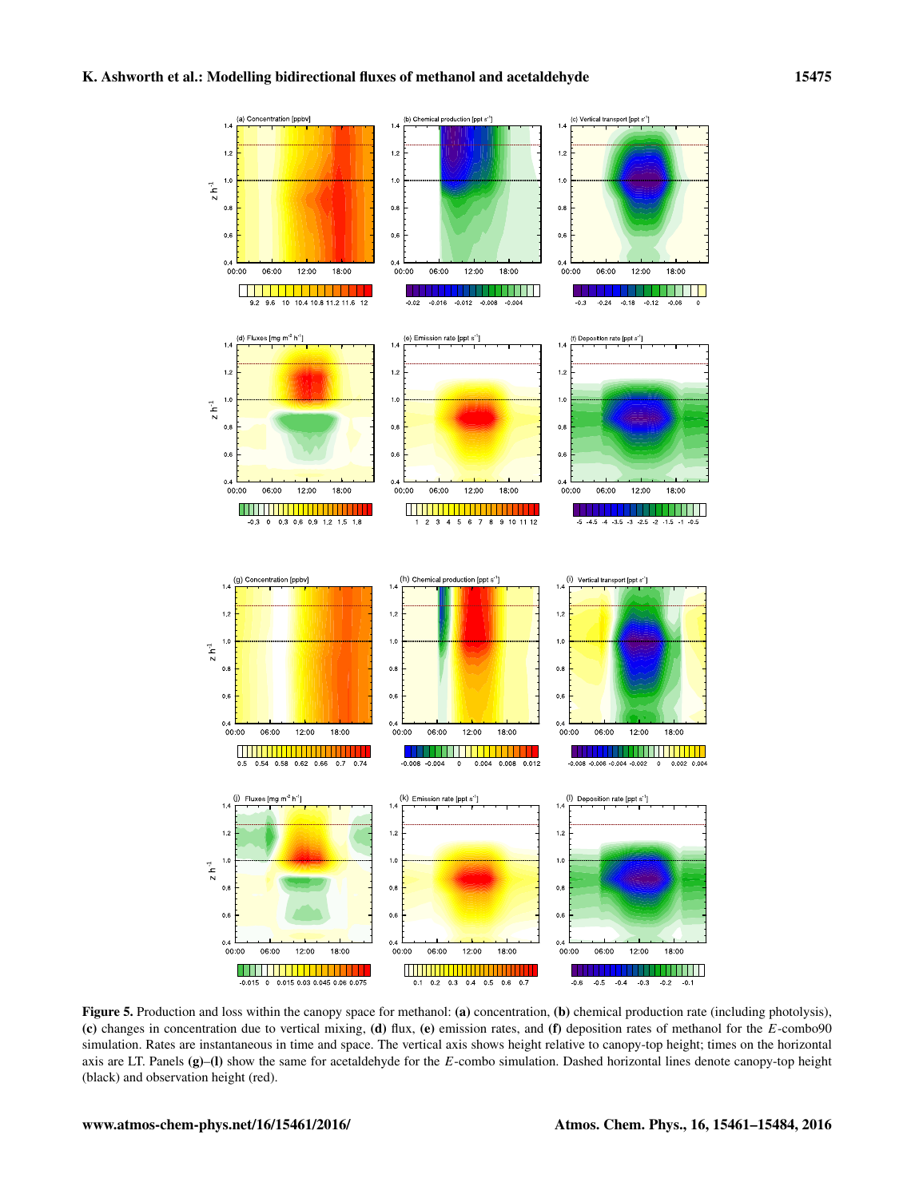**Figure 5.** Production and loss within the canopy space for methanol: **(a)** concentration, **(b)** chemical production rate (including photolysis), **(c)** changes in concentration due to vertical mixing, **(d)** flux, **(e)** emission rates, and **(f)** deposition rates of methanol for the $E$-combo90 simulation. Rates are instantaneous in time and space. The vertical axis shows height relative to canopy-top height; times on the horizontal axis are LT. Panels **(g)–(l)** show the same for acetaldehyde for the $E$-combo simulation. Dashed horizontal lines denote canopy-top height (black) and observation height (red).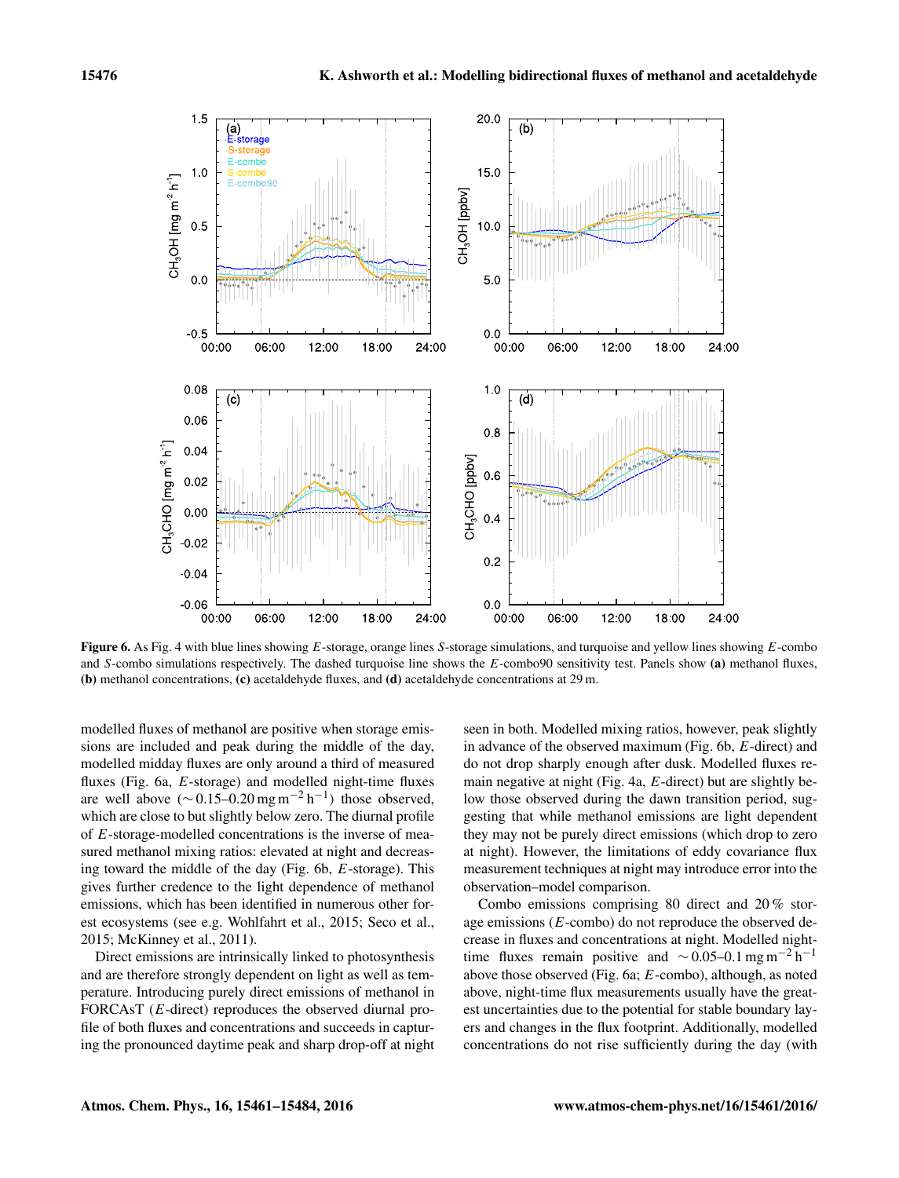**Figure 6.** As Fig. 4 with blue lines showing *E*-storage, orange lines *S*-storage simulations, and turquoise and yellow lines showing *E*-combo and *S*-combo simulations respectively. The dashed turquoise line shows the *E*-combo90 sensitivity test. Panels show **(a)** methanol fluxes, **(b)** methanol concentrations, **(c)** acetaldehyde fluxes, and **(d)** acetaldehyde concentrations at 29 m.

modelled fluxes of methanol are positive when storage emissions are included and peak during the middle of the day, modelled midday fluxes are only around a third of measured fluxes (Fig. 6a, *E*-storage) and modelled night-time fluxes are well above ($\sim 0.15$–$0.20\,\mathrm{mg\,m^{-2}\,h^{-1}}$) those observed, which are close to but slightly below zero. The diurnal profile of *E*-storage-modelled concentrations is the inverse of measured methanol mixing ratios: elevated at night and decreasing toward the middle of the day (Fig. 6b, *E*-storage). This gives further credence to the light dependence of methanol emissions, which has been identified in numerous other forest ecosystems (see e.g. Wohlfahrt et al., 2015; Seco et al., 2015; McKinney et al., 2011).

Direct emissions are intrinsically linked to photosynthesis and are therefore strongly dependent on light as well as temperature. Introducing purely direct emissions of methanol in FORCAsT (*E*-direct) reproduces the observed diurnal profile of both fluxes and concentrations and succeeds in capturing the pronounced daytime peak and sharp drop-off at night seen in both. Modelled mixing ratios, however, peak slightly in advance of the observed maximum (Fig. 6b, *E*-direct) and do not drop sharply enough after dusk. Modelled fluxes remain negative at night (Fig. 4a, *E*-direct) but are slightly below those observed during the dawn transition period, suggesting that while methanol emissions are light dependent they may not be purely direct emissions (which drop to zero at night). However, the limitations of eddy covariance flux measurement techniques at night may introduce error into the observation–model comparison.

Combo emissions comprising 80 direct and 20 % storage emissions (*E*-combo) do not reproduce the observed decrease in fluxes and concentrations at night. Modelled night-time fluxes remain positive and $\sim 0.05$–$0.1\,\mathrm{mg\,m^{-2}\,h^{-1}}$ above those observed (Fig. 6a; *E*-combo), although, as noted above, night-time flux measurements usually have the greatest uncertainties due to the potential for stable boundary layers and changes in the flux footprint. Additionally, modelled concentrations do not rise sufficiently during the day (with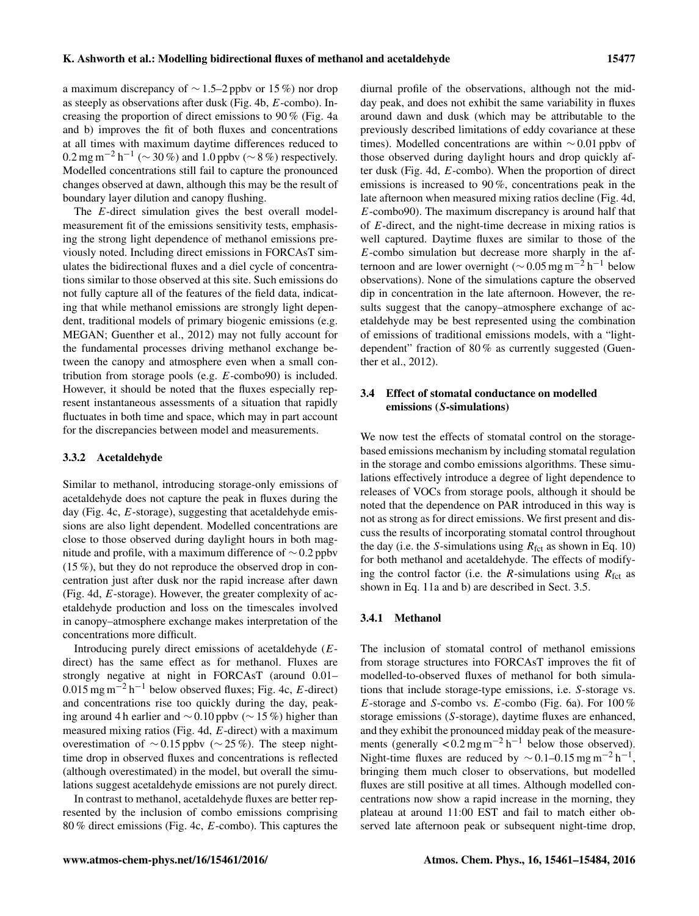a maximum discrepancy of $\sim 1.5$–2 ppbv or 15 %) nor drop as steeply as observations after dusk (Fig. 4b, *E*-combo). Increasing the proportion of direct emissions to 90 % (Fig. 4a and b) improves the fit of both fluxes and concentrations at all times with maximum daytime differences reduced to $0.2\,\mathrm{mg\,m^{-2}\,h^{-1}}$ ($\sim 30\,\%$) and 1.0 ppbv ($\sim 8\,\%$) respectively. Modelled concentrations still fail to capture the pronounced changes observed at dawn, although this may be the result of boundary layer dilution and canopy flushing.

The *E*-direct simulation gives the best overall model-measurement fit of the emissions sensitivity tests, emphasising the strong light dependence of methanol emissions previously noted. Including direct emissions in FORCAsT simulates the bidirectional fluxes and a diel cycle of concentrations similar to those observed at this site. Such emissions do not fully capture all of the features of the field data, indicating that while methanol emissions are strongly light dependent, traditional models of primary biogenic emissions (e.g. MEGAN; Guenther et al., 2012) may not fully account for the fundamental processes driving methanol exchange between the canopy and atmosphere even when a small contribution from storage pools (e.g. *E*-combo90) is included. However, it should be noted that the fluxes especially represent instantaneous assessments of a situation that rapidly fluctuates in both time and space, which may in part account for the discrepancies between model and measurements.

### 3.3.2 Acetaldehyde

Similar to methanol, introducing storage-only emissions of acetaldehyde does not capture the peak in fluxes during the day (Fig. 4c, *E*-storage), suggesting that acetaldehyde emissions are also light dependent. Modelled concentrations are close to those observed during daylight hours in both magnitude and profile, with a maximum difference of $\sim 0.2$ ppbv (15 %), but they do not reproduce the observed drop in concentration just after dusk nor the rapid increase after dawn (Fig. 4d, *E*-storage). However, the greater complexity of acetaldehyde production and loss on the timescales involved in canopy–atmosphere exchange makes interpretation of the concentrations more difficult.

Introducing purely direct emissions of acetaldehyde (*E*-direct) has the same effect as for methanol. Fluxes are strongly negative at night in FORCAsT (around 0.01–$0.015\,\mathrm{mg\,m^{-2}\,h^{-1}}$ below observed fluxes; Fig. 4c, *E*-direct) and concentrations rise too quickly during the day, peaking around 4 h earlier and $\sim 0.10$ ppbv ($\sim 15\,\%$) higher than measured mixing ratios (Fig. 4d, *E*-direct) with a maximum overestimation of $\sim 0.15$ ppbv ($\sim 25\,\%$). The steep night-time drop in observed fluxes and concentrations is reflected (although overestimated) in the model, but overall the simulations suggest acetaldehyde emissions are not purely direct.

In contrast to methanol, acetaldehyde fluxes are better represented by the inclusion of combo emissions comprising 80 % direct emissions (Fig. 4c, *E*-combo). This captures the diurnal profile of the observations, although not the midday peak, and does not exhibit the same variability in fluxes around dawn and dusk (which may be attributable to the previously described limitations of eddy covariance at these times). Modelled concentrations are within $\sim 0.01$ ppbv of those observed during daylight hours and drop quickly after dusk (Fig. 4d, *E*-combo). When the proportion of direct emissions is increased to 90 %, concentrations peak in the late afternoon when measured mixing ratios decline (Fig. 4d, *E*-combo90). The maximum discrepancy is around half that of *E*-direct, and the night-time decrease in mixing ratios is well captured. Daytime fluxes are similar to those of the *E*-combo simulation but decrease more sharply in the afternoon and are lower overnight ($\sim 0.05\,\mathrm{mg\,m^{-2}\,h^{-1}}$ below observations). None of the simulations capture the observed dip in concentration in the late afternoon. However, the results suggest that the canopy–atmosphere exchange of acetaldehyde may be best represented using the combination of emissions of traditional emissions models, with a "light-dependent" fraction of 80 % as currently suggested (Guenther et al., 2012).

## 3.4 Effect of stomatal conductance on modelled emissions (*S*-simulations)

We now test the effects of stomatal control on the storage-based emissions mechanism by including stomatal regulation in the storage and combo emissions algorithms. These simulations effectively introduce a degree of light dependence to releases of VOCs from storage pools, although it should be noted that the dependence on PAR introduced in this way is not as strong as for direct emissions. We first present and discuss the results of incorporating stomatal control throughout the day (i.e. the *S*-simulations using $R_{\mathrm{fct}}$ as shown in Eq. 10) for both methanol and acetaldehyde. The effects of modifying the control factor (i.e. the *R*-simulations using $R_{\mathrm{fct}}$ as shown in Eq. 11a and b) are described in Sect. 3.5.

### 3.4.1 Methanol

The inclusion of stomatal control of methanol emissions from storage structures into FORCAsT improves the fit of modelled-to-observed fluxes of methanol for both simulations that include storage-type emissions, i.e. *S*-storage vs. *E*-storage and *S*-combo vs. *E*-combo (Fig. 6a). For 100 % storage emissions (*S*-storage), daytime fluxes are enhanced, and they exhibit the pronounced midday peak of the measurements (generally $< 0.2\,\mathrm{mg\,m^{-2}\,h^{-1}}$ below those observed). Night-time fluxes are reduced by $\sim 0.1$–$0.15\,\mathrm{mg\,m^{-2}\,h^{-1}}$, bringing them much closer to observations, but modelled fluxes are still positive at all times. Although modelled concentrations now show a rapid increase in the morning, they plateau at around 11:00 EST and fail to match either observed late afternoon peak or subsequent night-time drop,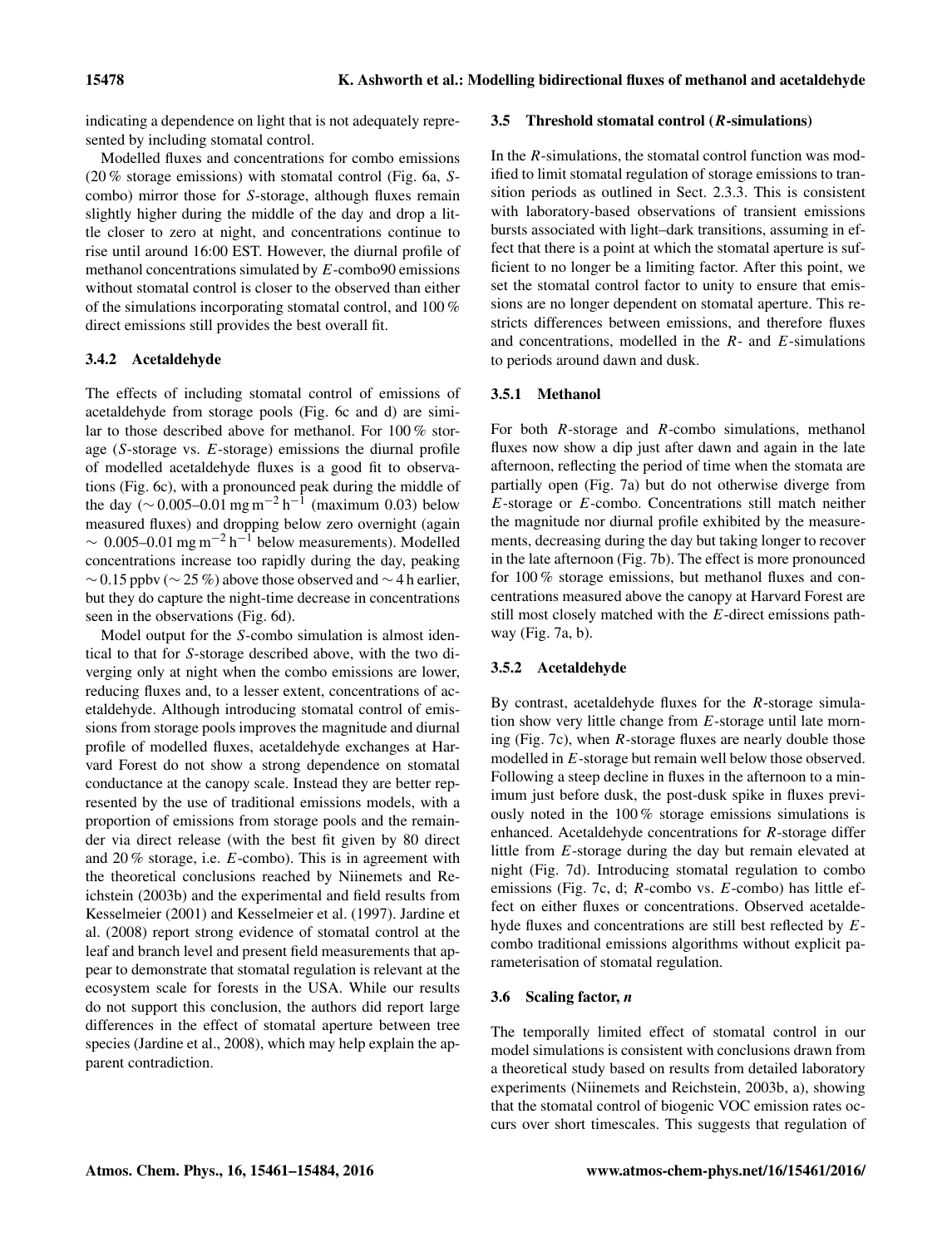indicating a dependence on light that is not adequately represented by including stomatal control.

Modelled fluxes and concentrations for combo emissions (20 % storage emissions) with stomatal control (Fig. 6a, *S*-combo) mirror those for *S*-storage, although fluxes remain slightly higher during the middle of the day and drop a little closer to zero at night, and concentrations continue to rise until around 16:00 EST. However, the diurnal profile of methanol concentrations simulated by *E*-combo90 emissions without stomatal control is closer to the observed than either of the simulations incorporating stomatal control, and 100 % direct emissions still provides the best overall fit.

#### 3.4.2 Acetaldehyde

The effects of including stomatal control of emissions of acetaldehyde from storage pools (Fig. 6c and d) are similar to those described above for methanol. For 100 % storage (*S*-storage vs. *E*-storage) emissions the diurnal profile of modelled acetaldehyde fluxes is a good fit to observations (Fig. 6c), with a pronounced peak during the middle of the day ($\sim 0.005$–$0.01\,\mathrm{mg\,m^{-2}\,h^{-1}}$ (maximum 0.03) below measured fluxes) and dropping below zero overnight (again $\sim 0.005$–$0.01\,\mathrm{mg\,m^{-2}\,h^{-1}}$ below measurements). Modelled concentrations increase too rapidly during the day, peaking $\sim 0.15$ ppbv ($\sim 25$ %) above those observed and $\sim 4$ h earlier, but they do capture the night-time decrease in concentrations seen in the observations (Fig. 6d).

Model output for the *S*-combo simulation is almost identical to that for *S*-storage described above, with the two diverging only at night when the combo emissions are lower, reducing fluxes and, to a lesser extent, concentrations of acetaldehyde. Although introducing stomatal control of emissions from storage pools improves the magnitude and diurnal profile of modelled fluxes, acetaldehyde exchanges at Harvard Forest do not show a strong dependence on stomatal conductance at the canopy scale. Instead they are better represented by the use of traditional emissions models, with a proportion of emissions from storage pools and the remainder via direct release (with the best fit given by 80 direct and 20 % storage, i.e. *E*-combo). This is in agreement with the theoretical conclusions reached by Niinemets and Reichstein (2003b) and the experimental and field results from Kesselmeier (2001) and Kesselmeier et al. (1997). Jardine et al. (2008) report strong evidence of stomatal control at the leaf and branch level and present field measurements that appear to demonstrate that stomatal regulation is relevant at the ecosystem scale for forests in the USA. While our results do not support this conclusion, the authors did report large differences in the effect of stomatal aperture between tree species (Jardine et al., 2008), which may help explain the apparent contradiction.

### 3.5 Threshold stomatal control (*R*-simulations)

In the *R*-simulations, the stomatal control function was modified to limit stomatal regulation of storage emissions to transition periods as outlined in Sect. 2.3.3. This is consistent with laboratory-based observations of transient emissions bursts associated with light–dark transitions, assuming in effect that there is a point at which the stomatal aperture is sufficient to no longer be a limiting factor. After this point, we set the stomatal control factor to unity to ensure that emissions are no longer dependent on stomatal aperture. This restricts differences between emissions, and therefore fluxes and concentrations, modelled in the *R*- and *E*-simulations to periods around dawn and dusk.

#### 3.5.1 Methanol

For both *R*-storage and *R*-combo simulations, methanol fluxes now show a dip just after dawn and again in the late afternoon, reflecting the period of time when the stomata are partially open (Fig. 7a) but do not otherwise diverge from *E*-storage or *E*-combo. Concentrations still match neither the magnitude nor diurnal profile exhibited by the measurements, decreasing during the day but taking longer to recover in the late afternoon (Fig. 7b). The effect is more pronounced for 100 % storage emissions, but methanol fluxes and concentrations measured above the canopy at Harvard Forest are still most closely matched with the *E*-direct emissions pathway (Fig. 7a, b).

#### 3.5.2 Acetaldehyde

By contrast, acetaldehyde fluxes for the *R*-storage simulation show very little change from *E*-storage until late morning (Fig. 7c), when *R*-storage fluxes are nearly double those modelled in *E*-storage but remain well below those observed. Following a steep decline in fluxes in the afternoon to a minimum just before dusk, the post-dusk spike in fluxes previously noted in the 100 % storage emissions simulations is enhanced. Acetaldehyde concentrations for *R*-storage differ little from *E*-storage during the day but remain elevated at night (Fig. 7d). Introducing stomatal regulation to combo emissions (Fig. 7c, d; *R*-combo vs. *E*-combo) has little effect on either fluxes or concentrations. Observed acetaldehyde fluxes and concentrations are still best reflected by *E*-combo traditional emissions algorithms without explicit parameterisation of stomatal regulation.

### 3.6 Scaling factor, *n*

The temporally limited effect of stomatal control in our model simulations is consistent with conclusions drawn from a theoretical study based on results from detailed laboratory experiments (Niinemets and Reichstein, 2003b, a), showing that the stomatal control of biogenic VOC emission rates occurs over short timescales. This suggests that regulation of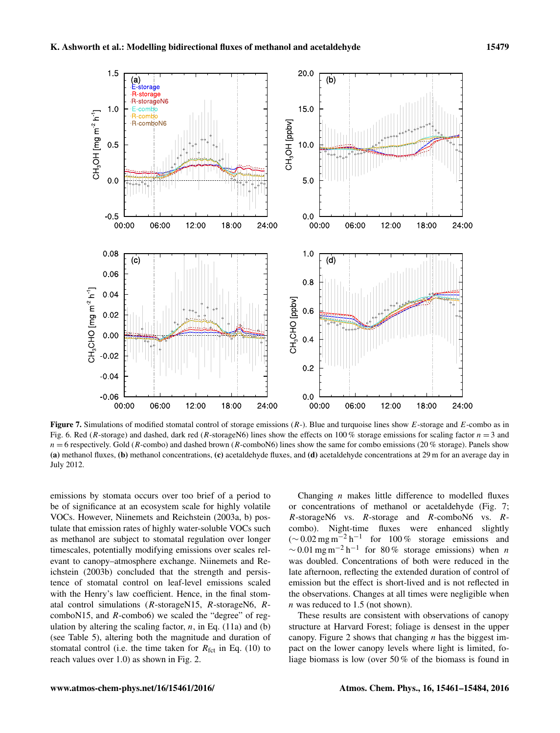Figure 7. Simulations of modified stomatal control of storage emissions (*R*-). Blue and turquoise lines show *E*-storage and *E*-combo as in Fig. 6. Red (*R*-storage) and dashed, dark red (*R*-storageN6) lines show the effects on 100 % storage emissions for scaling factor $n = 3$ and $n = 6$ respectively. Gold (*R*-combo) and dashed brown (*R*-comboN6) lines show the same for combo emissions (20 % storage). Panels show **(a)** methanol fluxes, **(b)** methanol concentrations, **(c)** acetaldehyde fluxes, and **(d)** acetaldehyde concentrations at 29 m for an average day in July 2012.

emissions by stomata occurs over too brief of a period to be of significance at an ecosystem scale for highly volatile VOCs. However, Niinemets and Reichstein (2003a, b) postulate that emission rates of highly water-soluble VOCs such as methanol are subject to stomatal regulation over longer timescales, potentially modifying emissions over scales relevant to canopy–atmosphere exchange. Niinemets and Reichstein (2003b) concluded that the strength and persistence of stomatal control on leaf-level emissions scaled with the Henry's law coefficient. Hence, in the final stomatal control simulations (*R*-storageN15, *R*-storageN6, *R*-comboN15, and *R*-combo6) we scaled the "degree" of regulation by altering the scaling factor, $n$, in Eq. (11a) and (b) (see Table 5), altering both the magnitude and duration of stomatal control (i.e. the time taken for $R_{fct}$ in Eq. (10) to reach values over 1.0) as shown in Fig. 2.

Changing $n$ makes little difference to modelled fluxes or concentrations of methanol or acetaldehyde (Fig. 7; *R*-storageN6 vs. *R*-storage and *R*-comboN6 vs. *R*-combo). Night-time fluxes were enhanced slightly ($\sim 0.02\,\mathrm{mg\,m^{-2}\,h^{-1}}$ for 100 % storage emissions and $\sim 0.01\,\mathrm{mg\,m^{-2}\,h^{-1}}$ for 80 % storage emissions) when $n$ was doubled. Concentrations of both were reduced in the late afternoon, reflecting the extended duration of control of emission but the effect is short-lived and is not reflected in the observations. Changes at all times were negligible when $n$ was reduced to 1.5 (not shown).

These results are consistent with observations of canopy structure at Harvard Forest; foliage is densest in the upper canopy. Figure 2 shows that changing $n$ has the biggest impact on the lower canopy levels where light is limited, foliage biomass is low (over 50 % of the biomass is found in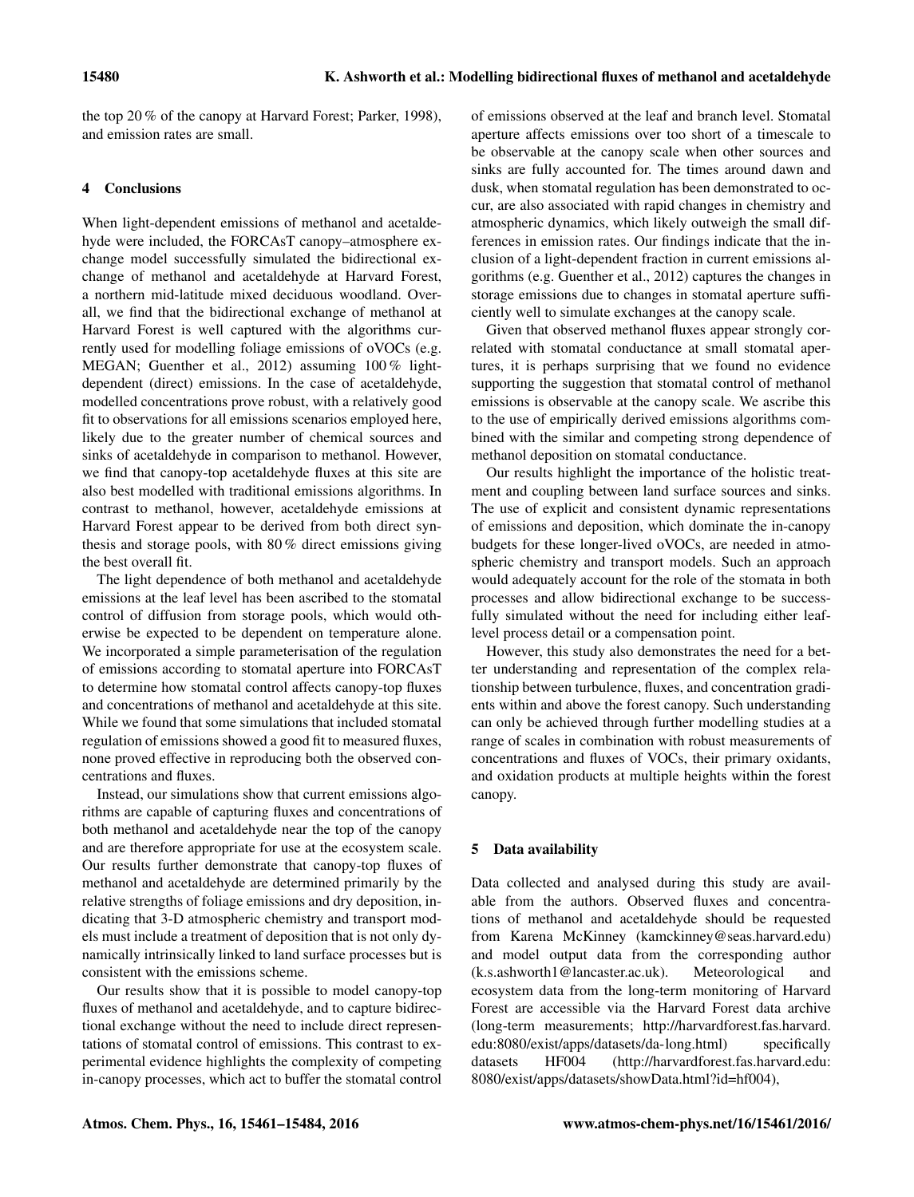the top 20 % of the canopy at Harvard Forest; Parker, 1998), and emission rates are small.

## 4 Conclusions

When light-dependent emissions of methanol and acetaldehyde were included, the FORCAsT canopy–atmosphere exchange model successfully simulated the bidirectional exchange of methanol and acetaldehyde at Harvard Forest, a northern mid-latitude mixed deciduous woodland. Overall, we find that the bidirectional exchange of methanol at Harvard Forest is well captured with the algorithms currently used for modelling foliage emissions of oVOCs (e.g. MEGAN; Guenther et al., 2012) assuming 100 % light-dependent (direct) emissions. In the case of acetaldehyde, modelled concentrations prove robust, with a relatively good fit to observations for all emissions scenarios employed here, likely due to the greater number of chemical sources and sinks of acetaldehyde in comparison to methanol. However, we find that canopy-top acetaldehyde fluxes at this site are also best modelled with traditional emissions algorithms. In contrast to methanol, however, acetaldehyde emissions at Harvard Forest appear to be derived from both direct synthesis and storage pools, with 80 % direct emissions giving the best overall fit.

The light dependence of both methanol and acetaldehyde emissions at the leaf level has been ascribed to the stomatal control of diffusion from storage pools, which would otherwise be expected to be dependent on temperature alone. We incorporated a simple parameterisation of the regulation of emissions according to stomatal aperture into FORCAsT to determine how stomatal control affects canopy-top fluxes and concentrations of methanol and acetaldehyde at this site. While we found that some simulations that included stomatal regulation of emissions showed a good fit to measured fluxes, none proved effective in reproducing both the observed concentrations and fluxes.

Instead, our simulations show that current emissions algorithms are capable of capturing fluxes and concentrations of both methanol and acetaldehyde near the top of the canopy and are therefore appropriate for use at the ecosystem scale. Our results further demonstrate that canopy-top fluxes of methanol and acetaldehyde are determined primarily by the relative strengths of foliage emissions and dry deposition, indicating that 3-D atmospheric chemistry and transport models must include a treatment of deposition that is not only dynamically intrinsically linked to land surface processes but is consistent with the emissions scheme.

Our results show that it is possible to model canopy-top fluxes of methanol and acetaldehyde, and to capture bidirectional exchange without the need to include direct representations of stomatal control of emissions. This contrast to experimental evidence highlights the complexity of competing in-canopy processes, which act to buffer the stomatal control of emissions observed at the leaf and branch level. Stomatal aperture affects emissions over too short of a timescale to be observable at the canopy scale when other sources and sinks are fully accounted for. The times around dawn and dusk, when stomatal regulation has been demonstrated to occur, are also associated with rapid changes in chemistry and atmospheric dynamics, which likely outweigh the small differences in emission rates. Our findings indicate that the inclusion of a light-dependent fraction in current emissions algorithms (e.g. Guenther et al., 2012) captures the changes in storage emissions due to changes in stomatal aperture sufficiently well to simulate exchanges at the canopy scale.

Given that observed methanol fluxes appear strongly correlated with stomatal conductance at small stomatal apertures, it is perhaps surprising that we found no evidence supporting the suggestion that stomatal control of methanol emissions is observable at the canopy scale. We ascribe this to the use of empirically derived emissions algorithms combined with the similar and competing strong dependence of methanol deposition on stomatal conductance.

Our results highlight the importance of the holistic treatment and coupling between land surface sources and sinks. The use of explicit and consistent dynamic representations of emissions and deposition, which dominate the in-canopy budgets for these longer-lived oVOCs, are needed in atmospheric chemistry and transport models. Such an approach would adequately account for the role of the stomata in both processes and allow bidirectional exchange to be successfully simulated without the need for including either leaf-level process detail or a compensation point.

However, this study also demonstrates the need for a better understanding and representation of the complex relationship between turbulence, fluxes, and concentration gradients within and above the forest canopy. Such understanding can only be achieved through further modelling studies at a range of scales in combination with robust measurements of concentrations and fluxes of VOCs, their primary oxidants, and oxidation products at multiple heights within the forest canopy.

## 5 Data availability

Data collected and analysed during this study are available from the authors. Observed fluxes and concentrations of methanol and acetaldehyde should be requested from Karena McKinney (kamckinney@seas.harvard.edu) and model output data from the corresponding author (k.s.ashworth1@lancaster.ac.uk). Meteorological and ecosystem data from the long-term monitoring of Harvard Forest are accessible via the Harvard Forest data archive (long-term measurements; http://harvardforest.fas.harvard.edu:8080/exist/apps/datasets/da-long.html) specifically datasets HF004 (http://harvardforest.fas.harvard.edu:8080/exist/apps/datasets/showData.html?id=hf004),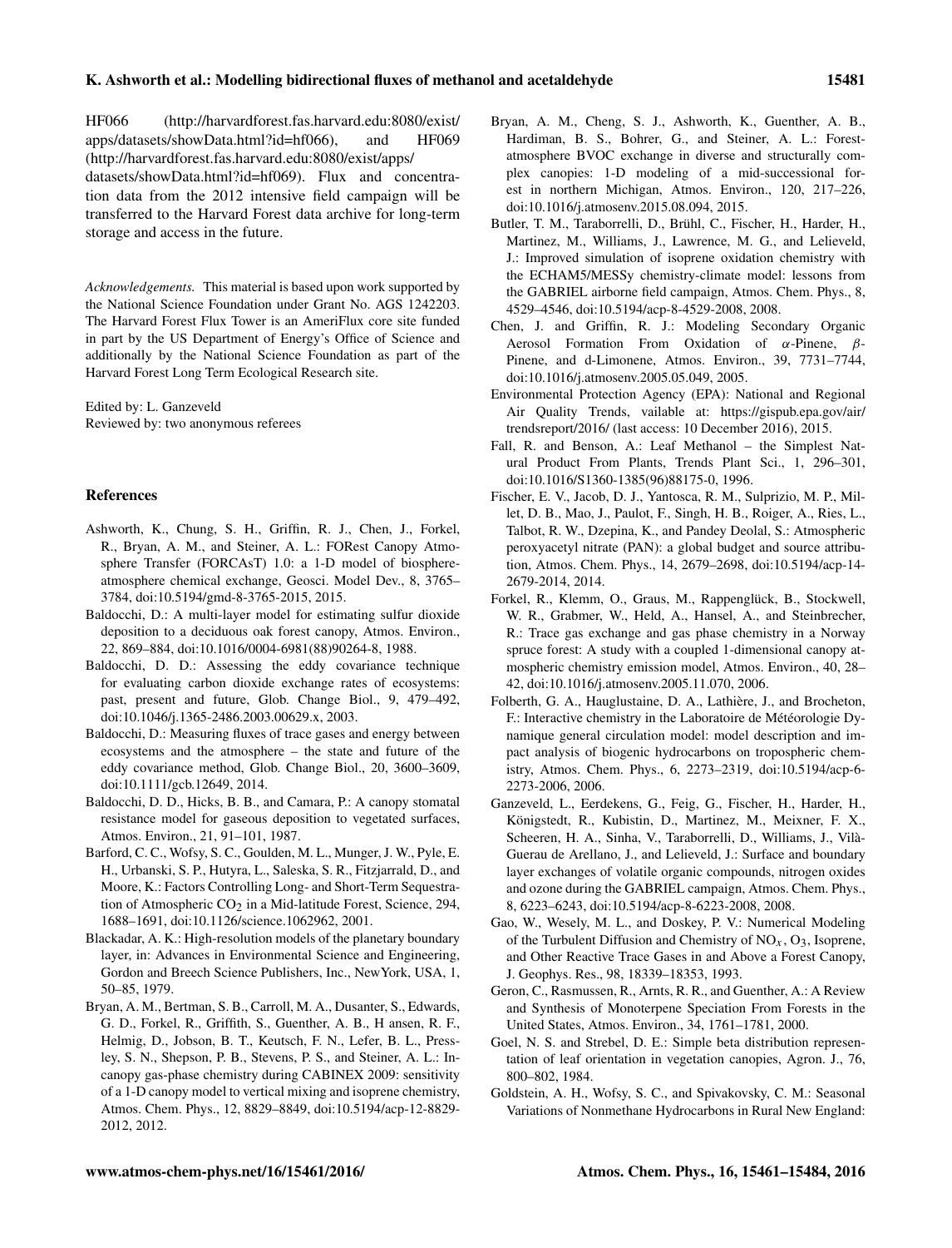HF066 (http://harvardforest.fas.harvard.edu:8080/exist/apps/datasets/showData.html?id=hf066), and HF069 (http://harvardforest.fas.harvard.edu:8080/exist/apps/datasets/showData.html?id=hf069). Flux and concentration data from the 2012 intensive field campaign will be transferred to the Harvard Forest data archive for long-term storage and access in the future.

*Acknowledgements.* This material is based upon work supported by the National Science Foundation under Grant No. AGS 1242203. The Harvard Forest Flux Tower is an AmeriFlux core site funded in part by the US Department of Energy's Office of Science and additionally by the National Science Foundation as part of the Harvard Forest Long Term Ecological Research site.

Edited by: L. Ganzeveld
Reviewed by: two anonymous referees

## References

Ashworth, K., Chung, S. H., Griffin, R. J., Chen, J., Forkel, R., Bryan, A. M., and Steiner, A. L.: FORest Canopy Atmosphere Transfer (FORCAsT) 1.0: a 1-D model of biosphere-atmosphere chemical exchange, Geosci. Model Dev., 8, 3765–3784, doi:10.5194/gmd-8-3765-2015, 2015.

Baldocchi, D.: A multi-layer model for estimating sulfur dioxide deposition to a deciduous oak forest canopy, Atmos. Environ., 22, 869–884, doi:10.1016/0004-6981(88)90264-8, 1988.

Baldocchi, D. D.: Assessing the eddy covariance technique for evaluating carbon dioxide exchange rates of ecosystems: past, present and future, Glob. Change Biol., 9, 479–492, doi:10.1046/j.1365-2486.2003.00629.x, 2003.

Baldocchi, D.: Measuring fluxes of trace gases and energy between ecosystems and the atmosphere – the state and future of the eddy covariance method, Glob. Change Biol., 20, 3600–3609, doi:10.1111/gcb.12649, 2014.

Baldocchi, D. D., Hicks, B. B., and Camara, P.: A canopy stomatal resistance model for gaseous deposition to vegetated surfaces, Atmos. Environ., 21, 91–101, 1987.

Barford, C. C., Wofsy, S. C., Goulden, M. L., Munger, J. W., Pyle, E. H., Urbanski, S. P., Hutyra, L., Saleska, S. R., Fitzjarrald, D., and Moore, K.: Factors Controlling Long- and Short-Term Sequestration of Atmospheric $CO_2$ in a Mid-latitude Forest, Science, 294, 1688–1691, doi:10.1126/science.1062962, 2001.

Blackadar, A. K.: High-resolution models of the planetary boundary layer, in: Advances in Environmental Science and Engineering, Gordon and Breech Science Publishers, Inc., NewYork, USA, 1, 50–85, 1979.

Bryan, A. M., Bertman, S. B., Carroll, M. A., Dusanter, S., Edwards, G. D., Forkel, R., Griffith, S., Guenther, A. B., H ansen, R. F., Helmig, D., Jobson, B. T., Keutsch, F. N., Lefer, B. L., Pressley, S. N., Shepson, P. B., Stevens, P. S., and Steiner, A. L.: In-canopy gas-phase chemistry during CABINEX 2009: sensitivity of a 1-D canopy model to vertical mixing and isoprene chemistry, Atmos. Chem. Phys., 12, 8829–8849, doi:10.5194/acp-12-8829-2012, 2012.

Bryan, A. M., Cheng, S. J., Ashworth, K., Guenther, A. B., Hardiman, B. S., Bohrer, G., and Steiner, A. L.: Forest-atmosphere BVOC exchange in diverse and structurally complex canopies: 1-D modeling of a mid-successional forest in northern Michigan, Atmos. Environ., 120, 217–226, doi:10.1016/j.atmosenv.2015.08.094, 2015.

Butler, T. M., Taraborrelli, D., Brühl, C., Fischer, H., Harder, H., Martinez, M., Williams, J., Lawrence, M. G., and Lelieveld, J.: Improved simulation of isoprene oxidation chemistry with the ECHAM5/MESSy chemistry-climate model: lessons from the GABRIEL airborne field campaign, Atmos. Chem. Phys., 8, 4529–4546, doi:10.5194/acp-8-4529-2008, 2008.

Chen, J. and Griffin, R. J.: Modeling Secondary Organic Aerosol Formation From Oxidation of $\alpha$-Pinene, $\beta$-Pinene, and d-Limonene, Atmos. Environ., 39, 7731–7744, doi:10.1016/j.atmosenv.2005.05.049, 2005.

Environmental Protection Agency (EPA): National and Regional Air Quality Trends, vailable at: https://gispub.epa.gov/air/trendsreport/2016/ (last access: 10 December 2016), 2015.

Fall, R. and Benson, A.: Leaf Methanol – the Simplest Natural Product From Plants, Trends Plant Sci., 1, 296–301, doi:10.1016/S1360-1385(96)88175-0, 1996.

Fischer, E. V., Jacob, D. J., Yantosca, R. M., Sulprizio, M. P., Millet, D. B., Mao, J., Paulot, F., Singh, H. B., Roiger, A., Ries, L., Talbot, R. W., Dzepina, K., and Pandey Deolal, S.: Atmospheric peroxyacetyl nitrate (PAN): a global budget and source attribution, Atmos. Chem. Phys., 14, 2679–2698, doi:10.5194/acp-14-2679-2014, 2014.

Forkel, R., Klemm, O., Graus, M., Rappenglück, B., Stockwell, W. R., Grabmer, W., Held, A., Hansel, A., and Steinbrecher, R.: Trace gas exchange and gas phase chemistry in a Norway spruce forest: A study with a coupled 1-dimensional canopy atmospheric chemistry emission model, Atmos. Environ., 40, 28–42, doi:10.1016/j.atmosenv.2005.11.070, 2006.

Folberth, G. A., Hauglustaine, D. A., Lathière, J., and Brocheton, F.: Interactive chemistry in the Laboratoire de Météorologie Dynamique general circulation model: model description and impact analysis of biogenic hydrocarbons on tropospheric chemistry, Atmos. Chem. Phys., 6, 2273–2319, doi:10.5194/acp-6-2273-2006, 2006.

Ganzeveld, L., Eerdekens, G., Feig, G., Fischer, H., Harder, H., Königstedt, R., Kubistin, D., Martinez, M., Meixner, F. X., Scheeren, H. A., Sinha, V., Taraborrelli, D., Williams, J., Vilà-Guerau de Arellano, J., and Lelieveld, J.: Surface and boundary layer exchanges of volatile organic compounds, nitrogen oxides and ozone during the GABRIEL campaign, Atmos. Chem. Phys., 8, 6223–6243, doi:10.5194/acp-8-6223-2008, 2008.

Gao, W., Wesely, M. L., and Doskey, P. V.: Numerical Modeling of the Turbulent Diffusion and Chemistry of $NO_x$, $O_3$, Isoprene, and Other Reactive Trace Gases in and Above a Forest Canopy, J. Geophys. Res., 98, 18339–18353, 1993.

Geron, C., Rasmussen, R., Arnts, R. R., and Guenther, A.: A Review and Synthesis of Monoterpene Speciation From Forests in the United States, Atmos. Environ., 34, 1761–1781, 2000.

Goel, N. S. and Strebel, D. E.: Simple beta distribution representation of leaf orientation in vegetation canopies, Agron. J., 76, 800–802, 1984.

Goldstein, A. H., Wofsy, S. C., and Spivakovsky, C. M.: Seasonal Variations of Nonmethane Hydrocarbons in Rural New England: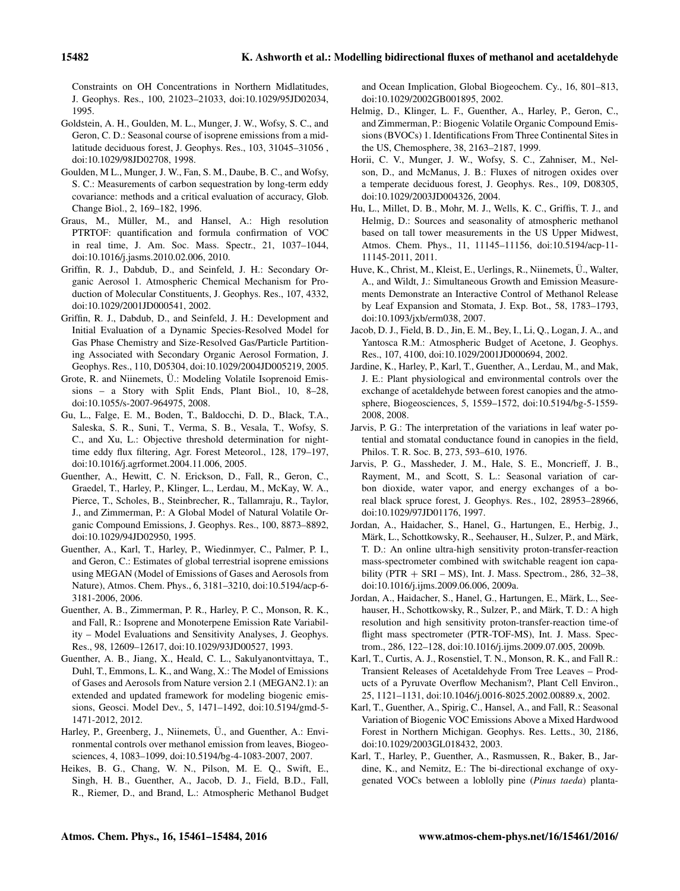Constraints on OH Concentrations in Northern Midlatitudes, J. Geophys. Res., 100, 21023–21033, doi:10.1029/95JD02034, 1995.

Goldstein, A. H., Goulden, M. L., Munger, J. W., Wofsy, S. C., and Geron, C. D.: Seasonal course of isoprene emissions from a midlatitude deciduous forest, J. Geophys. Res., 103, 31045–31056 , doi:10.1029/98JD02708, 1998.

Goulden, M L., Munger, J. W., Fan, S. M., Daube, B. C., and Wofsy, S. C.: Measurements of carbon sequestration by long-term eddy covariance: methods and a critical evaluation of accuracy, Glob. Change Biol., 2, 169–182, 1996.

Graus, M., Müller, M., and Hansel, A.: High resolution PTRTOF: quantification and formula confirmation of VOC in real time, J. Am. Soc. Mass. Spectr., 21, 1037–1044, doi:10.1016/j.jasms.2010.02.006, 2010.

Griffin, R. J., Dabdub, D., and Seinfeld, J. H.: Secondary Organic Aerosol 1. Atmospheric Chemical Mechanism for Production of Molecular Constituents, J. Geophys. Res., 107, 4332, doi:10.1029/2001JD000541, 2002.

Griffin, R. J., Dabdub, D., and Seinfeld, J. H.: Development and Initial Evaluation of a Dynamic Species-Resolved Model for Gas Phase Chemistry and Size-Resolved Gas/Particle Partitioning Associated with Secondary Organic Aerosol Formation, J. Geophys. Res., 110, D05304, doi:10.1029/2004JD005219, 2005.

Grote, R. and Niinemets, Ü.: Modeling Volatile Isoprenoid Emissions – a Story with Split Ends, Plant Biol., 10, 8–28, doi:10.1055/s-2007-964975, 2008.

Gu, L., Falge, E. M., Boden, T., Baldocchi, D. D., Black, T.A., Saleska, S. R., Suni, T., Verma, S. B., Vesala, T., Wofsy, S. C., and Xu, L.: Objective threshold determination for nighttime eddy flux filtering, Agr. Forest Meteorol., 128, 179–197, doi:10.1016/j.agrformet.2004.11.006, 2005.

Guenther, A., Hewitt, C. N. Erickson, D., Fall, R., Geron, C., Graedel, T., Harley, P., Klinger, L., Lerdau, M., McKay, W. A., Pierce, T., Scholes, B., Steinbrecher, R., Tallamraju, R., Taylor, J., and Zimmerman, P.: A Global Model of Natural Volatile Organic Compound Emissions, J. Geophys. Res., 100, 8873–8892, doi:10.1029/94JD02950, 1995.

Guenther, A., Karl, T., Harley, P., Wiedinmyer, C., Palmer, P. I., and Geron, C.: Estimates of global terrestrial isoprene emissions using MEGAN (Model of Emissions of Gases and Aerosols from Nature), Atmos. Chem. Phys., 6, 3181–3210, doi:10.5194/acp-6-3181-2006, 2006.

Guenther, A. B., Zimmerman, P. R., Harley, P. C., Monson, R. K., and Fall, R.: Isoprene and Monoterpene Emission Rate Variability – Model Evaluations and Sensitivity Analyses, J. Geophys. Res., 98, 12609–12617, doi:10.1029/93JD00527, 1993.

Guenther, A. B., Jiang, X., Heald, C. L., Sakulyanontvittaya, T., Duhl, T., Emmons, L. K., and Wang, X.: The Model of Emissions of Gases and Aerosols from Nature version 2.1 (MEGAN2.1): an extended and updated framework for modeling biogenic emissions, Geosci. Model Dev., 5, 1471–1492, doi:10.5194/gmd-5-1471-2012, 2012.

Harley, P., Greenberg, J., Niinemets, Ü., and Guenther, A.: Environmental controls over methanol emission from leaves, Biogeosciences, 4, 1083–1099, doi:10.5194/bg-4-1083-2007, 2007.

Heikes, B. G., Chang, W. N., Pilson, M. E. Q., Swift, E., Singh, H. B., Guenther, A., Jacob, D. J., Field, B.D., Fall, R., Riemer, D., and Brand, L.: Atmospheric Methanol Budget and Ocean Implication, Global Biogeochem. Cy., 16, 801–813, doi:10.1029/2002GB001895, 2002.

Helmig, D., Klinger, L. F., Guenther, A., Harley, P., Geron, C., and Zimmerman, P.: Biogenic Volatile Organic Compound Emissions (BVOCs) 1. Identifications From Three Continental Sites in the US, Chemosphere, 38, 2163–2187, 1999.

Horii, C. V., Munger, J. W., Wofsy, S. C., Zahniser, M., Nelson, D., and McManus, J. B.: Fluxes of nitrogen oxides over a temperate deciduous forest, J. Geophys. Res., 109, D08305, doi:10.1029/2003JD004326, 2004.

Hu, L., Millet, D. B., Mohr, M. J., Wells, K. C., Griffis, T. J., and Helmig, D.: Sources and seasonality of atmospheric methanol based on tall tower measurements in the US Upper Midwest, Atmos. Chem. Phys., 11, 11145–11156, doi:10.5194/acp-11-11145-2011, 2011.

Huve, K., Christ, M., Kleist, E., Uerlings, R., Niinemets, Ü., Walter, A., and Wildt, J.: Simultaneous Growth and Emission Measurements Demonstrate an Interactive Control of Methanol Release by Leaf Expansion and Stomata, J. Exp. Bot., 58, 1783–1793, doi:10.1093/jxb/erm038, 2007.

Jacob, D. J., Field, B. D., Jin, E. M., Bey, I., Li, Q., Logan, J. A., and Yantosca R.M.: Atmospheric Budget of Acetone, J. Geophys. Res., 107, 4100, doi:10.1029/2001JD000694, 2002.

Jardine, K., Harley, P., Karl, T., Guenther, A., Lerdau, M., and Mak, J. E.: Plant physiological and environmental controls over the exchange of acetaldehyde between forest canopies and the atmosphere, Biogeosciences, 5, 1559–1572, doi:10.5194/bg-5-1559-2008, 2008.

Jarvis, P. G.: The interpretation of the variations in leaf water potential and stomatal conductance found in canopies in the field, Philos. T. R. Soc. B, 273, 593–610, 1976.

Jarvis, P. G., Massheder, J. M., Hale, S. E., Moncrieff, J. B., Rayment, M., and Scott, S. L.: Seasonal variation of carbon dioxide, water vapor, and energy exchanges of a boreal black spruce forest, J. Geophys. Res., 102, 28953–28966, doi:10.1029/97JD01176, 1997.

Jordan, A., Haidacher, S., Hanel, G., Hartungen, E., Herbig, J., Märk, L., Schottkowsky, R., Seehauser, H., Sulzer, P., and Märk, T. D.: An online ultra-high sensitivity proton-transfer-reaction mass-spectrometer combined with switchable reagent ion capability (PTR + SRI – MS), Int. J. Mass. Spectrom., 286, 32–38, doi:10.1016/j.ijms.2009.06.006, 2009a.

Jordan, A., Haidacher, S., Hanel, G., Hartungen, E., Märk, L., Seehauser, H., Schottkowsky, R., Sulzer, P., and Märk, T. D.: A high resolution and high sensitivity proton-transfer-reaction time-of flight mass spectrometer (PTR-TOF-MS), Int. J. Mass. Spectrom., 286, 122–128, doi:10.1016/j.ijms.2009.07.005, 2009b.

Karl, T., Curtis, A. J., Rosenstiel, T. N., Monson, R. K., and Fall R.: Transient Releases of Acetaldehyde From Tree Leaves – Products of a Pyruvate Overflow Mechanism?, Plant Cell Environ., 25, 1121–1131, doi:10.1046/j.0016-8025.2002.00889.x, 2002.

Karl, T., Guenther, A., Spirig, C., Hansel, A., and Fall, R.: Seasonal Variation of Biogenic VOC Emissions Above a Mixed Hardwood Forest in Northern Michigan. Geophys. Res. Letts., 30, 2186, doi:10.1029/2003GL018432, 2003.

Karl, T., Harley, P., Guenther, A., Rasmussen, R., Baker, B., Jardine, K., and Nemitz, E.: The bi-directional exchange of oxygenated VOCs between a loblolly pine (*Pinus taeda*) planta-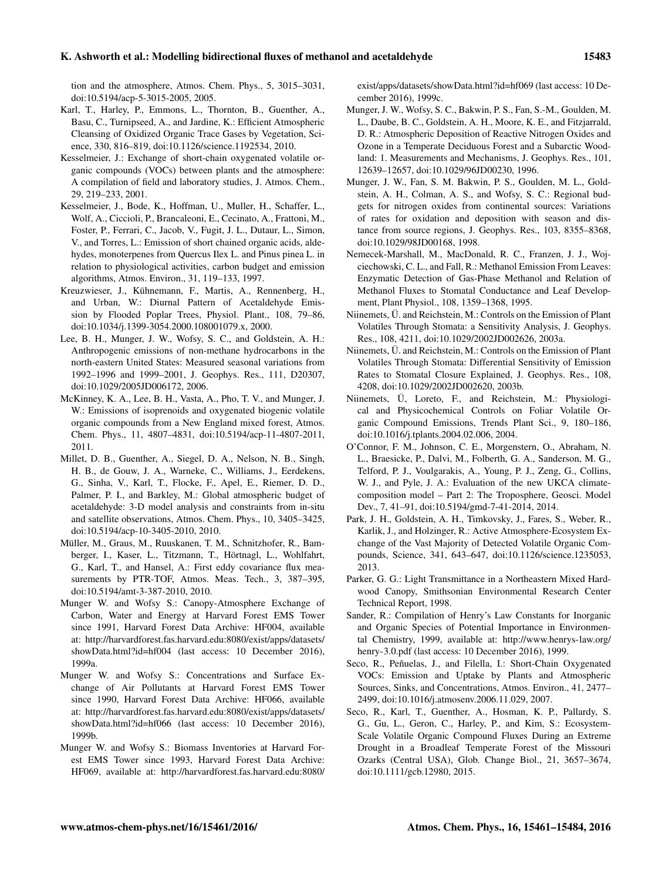tion and the atmosphere, Atmos. Chem. Phys., 5, 3015–3031, doi:10.5194/acp-5-3015-2005, 2005.

Karl, T., Harley, P., Emmons, L., Thornton, B., Guenther, A., Basu, C., Turnipseed, A., and Jardine, K.: Efficient Atmospheric Cleansing of Oxidized Organic Trace Gases by Vegetation, Science, 330, 816–819, doi:10.1126/science.1192534, 2010.

Kesselmeier, J.: Exchange of short-chain oxygenated volatile organic compounds (VOCs) between plants and the atmosphere: A compilation of field and laboratory studies, J. Atmos. Chem., 29, 219–233, 2001.

Kesselmeier, J., Bode, K., Hoffman, U., Muller, H., Schaffer, L., Wolf, A., Ciccioli, P., Brancaleoni, E., Cecinato, A., Frattoni, M., Foster, P., Ferrari, C., Jacob, V., Fugit, J. L., Dutaur, L., Simon, V., and Torres, L.: Emission of short chained organic acids, aldehydes, monoterpenes from Quercus Ilex L. and Pinus pinea L. in relation to physiological activities, carbon budget and emission algorithms, Atmos. Environ., 31, 119–133, 1997.

Kreuzwieser, J., Kühnemann, F., Martis, A., Rennenberg, H., and Urban, W.: Diurnal Pattern of Acetaldehyde Emission by Flooded Poplar Trees, Physiol. Plant., 108, 79–86, doi:10.1034/j.1399-3054.2000.108001079.x, 2000.

Lee, B. H., Munger, J. W., Wofsy, S. C., and Goldstein, A. H.: Anthropogenic emissions of non-methane hydrocarbons in the north-eastern United States: Measured seasonal variations from 1992–1996 and 1999–2001, J. Geophys. Res., 111, D20307, doi:10.1029/2005JD006172, 2006.

McKinney, K. A., Lee, B. H., Vasta, A., Pho, T. V., and Munger, J. W.: Emissions of isoprenoids and oxygenated biogenic volatile organic compounds from a New England mixed forest, Atmos. Chem. Phys., 11, 4807–4831, doi:10.5194/acp-11-4807-2011, 2011.

Millet, D. B., Guenther, A., Siegel, D. A., Nelson, N. B., Singh, H. B., de Gouw, J. A., Warneke, C., Williams, J., Eerdekens, G., Sinha, V., Karl, T., Flocke, F., Apel, E., Riemer, D. D., Palmer, P. I., and Barkley, M.: Global atmospheric budget of acetaldehyde: 3-D model analysis and constraints from in-situ and satellite observations, Atmos. Chem. Phys., 10, 3405–3425, doi:10.5194/acp-10-3405-2010, 2010.

Müller, M., Graus, M., Ruuskanen, T. M., Schnitzhofer, R., Bamberger, I., Kaser, L., Titzmann, T., Hörtnagl, L., Wohlfahrt, G., Karl, T., and Hansel, A.: First eddy covariance flux measurements by PTR-TOF, Atmos. Meas. Tech., 3, 387–395, doi:10.5194/amt-3-387-2010, 2010.

Munger W. and Wofsy S.: Canopy-Atmosphere Exchange of Carbon, Water and Energy at Harvard Forest EMS Tower since 1991, Harvard Forest Data Archive: HF004, available at: http://harvardforest.fas.harvard.edu:8080/exist/apps/datasets/showData.html?id=hf004 (last access: 10 December 2016), 1999a.

Munger W. and Wofsy S.: Concentrations and Surface Exchange of Air Pollutants at Harvard Forest EMS Tower since 1990, Harvard Forest Data Archive: HF066, available at: http://harvardforest.fas.harvard.edu:8080/exist/apps/datasets/showData.html?id=hf066 (last access: 10 December 2016), 1999b.

Munger W. and Wofsy S.: Biomass Inventories at Harvard Forest EMS Tower since 1993, Harvard Forest Data Archive: HF069, available at: http://harvardforest.fas.harvard.edu:8080/exist/apps/datasets/showData.html?id=hf069 (last access: 10 December 2016), 1999c.

Munger, J. W., Wofsy, S. C., Bakwin, P. S., Fan, S.-M., Goulden, M. L., Daube, B. C., Goldstein, A. H., Moore, K. E., and Fitzjarrald, D. R.: Atmospheric Deposition of Reactive Nitrogen Oxides and Ozone in a Temperate Deciduous Forest and a Subarctic Woodland: 1. Measurements and Mechanisms, J. Geophys. Res., 101, 12639–12657, doi:10.1029/96JD00230, 1996.

Munger, J. W., Fan, S. M. Bakwin, P. S., Goulden, M. L., Goldstein, A. H., Colman, A. S., and Wofsy, S. C.: Regional budgets for nitrogen oxides from continental sources: Variations of rates for oxidation and deposition with season and distance from source regions, J. Geophys. Res., 103, 8355–8368, doi:10.1029/98JD00168, 1998.

Nemecek-Marshall, M., MacDonald, R. C., Franzen, J. J., Wojciechowski, C. L., and Fall, R.: Methanol Emission From Leaves: Enzymatic Detection of Gas-Phase Methanol and Relation of Methanol Fluxes to Stomatal Conductance and Leaf Development, Plant Physiol., 108, 1359–1368, 1995.

Niinemets, Ü. and Reichstein, M.: Controls on the Emission of Plant Volatiles Through Stomata: a Sensitivity Analysis, J. Geophys. Res., 108, 4211, doi:10.1029/2002JD002626, 2003a.

Niinemets, Ü. and Reichstein, M.: Controls on the Emission of Plant Volatiles Through Stomata: Differential Sensitivity of Emission Rates to Stomatal Closure Explained, J. Geophys. Res., 108, 4208, doi:10.1029/2002JD002620, 2003b.

Niinemets, Ü., Loreto, F., and Reichstein, M.: Physiological and Physicochemical Controls on Foliar Volatile Organic Compound Emissions, Trends Plant Sci., 9, 180–186, doi:10.1016/j.tplants.2004.02.006, 2004.

O'Connor, F. M., Johnson, C. E., Morgenstern, O., Abraham, N. L., Braesicke, P., Dalvi, M., Folberth, G. A., Sanderson, M. G., Telford, P. J., Voulgarakis, A., Young, P. J., Zeng, G., Collins, W. J., and Pyle, J. A.: Evaluation of the new UKCA climate-composition model – Part 2: The Troposphere, Geosci. Model Dev., 7, 41–91, doi:10.5194/gmd-7-41-2014, 2014.

Park, J. H., Goldstein, A. H., Timkovsky, J., Fares, S., Weber, R., Karlik, J., and Holzinger, R.: Active Atmosphere-Ecosystem Exchange of the Vast Majority of Detected Volatile Organic Compounds, Science, 341, 643–647, doi:10.1126/science.1235053, 2013.

Parker, G. G.: Light Transmittance in a Northeastern Mixed Hardwood Canopy, Smithsonian Environmental Research Center Technical Report, 1998.

Sander, R.: Compilation of Henry's Law Constants for Inorganic and Organic Species of Potential Importance in Environmental Chemistry, 1999, available at: http://www.henrys-law.org/henry-3.0.pdf (last access: 10 December 2016), 1999.

Seco, R., Peñuelas, J., and Filella, I.: Short-Chain Oxygenated VOCs: Emission and Uptake by Plants and Atmospheric Sources, Sinks, and Concentrations, Atmos. Environ., 41, 2477–2499, doi:10.1016/j.atmosenv.2006.11.029, 2007.

Seco, R., Karl, T., Guenther, A., Hosman, K. P., Pallardy, S. G., Gu, L., Geron, C., Harley, P., and Kim, S.: Ecosystem-Scale Volatile Organic Compound Fluxes During an Extreme Drought in a Broadleaf Temperate Forest of the Missouri Ozarks (Central USA), Glob. Change Biol., 21, 3657–3674, doi:10.1111/gcb.12980, 2015.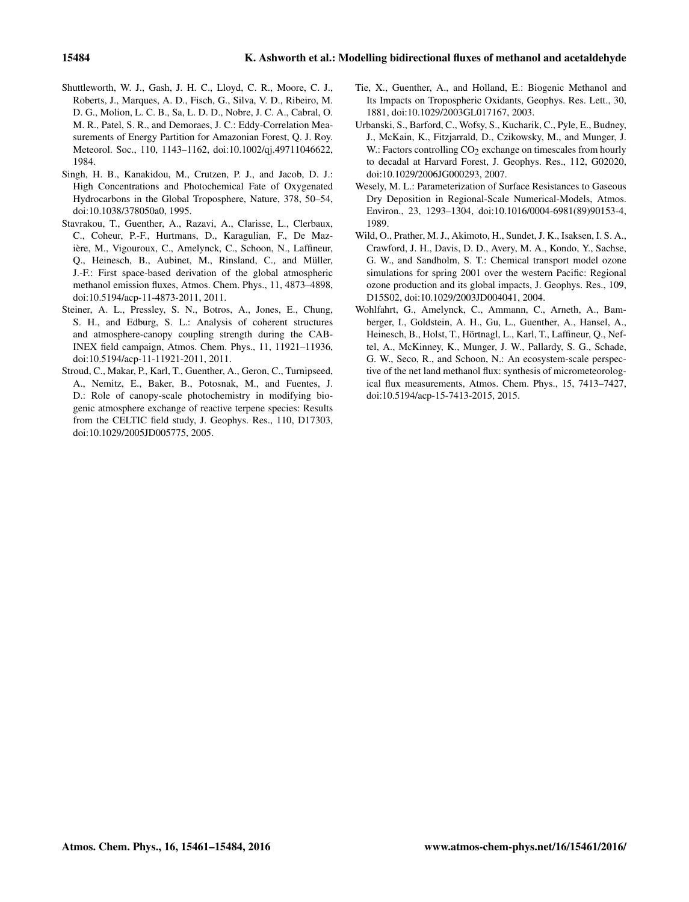Shuttleworth, W. J., Gash, J. H. C., Lloyd, C. R., Moore, C. J., Roberts, J., Marques, A. D., Fisch, G., Silva, V. D., Ribeiro, M. D. G., Molion, L. C. B., Sa, L. D. D., Nobre, J. C. A., Cabral, O. M. R., Patel, S. R., and Demoraes, J. C.: Eddy-Correlation Measurements of Energy Partition for Amazonian Forest, Q. J. Roy. Meteorol. Soc., 110, 1143–1162, doi:10.1002/qj.49711046622, 1984.

Singh, H. B., Kanakidou, M., Crutzen, P. J., and Jacob, D. J.: High Concentrations and Photochemical Fate of Oxygenated Hydrocarbons in the Global Troposphere, Nature, 378, 50–54, doi:10.1038/378050a0, 1995.

Stavrakou, T., Guenther, A., Razavi, A., Clarisse, L., Clerbaux, C., Coheur, P.-F., Hurtmans, D., Karagulian, F., De Mazière, M., Vigouroux, C., Amelynck, C., Schoon, N., Laffineur, Q., Heinesch, B., Aubinet, M., Rinsland, C., and Müller, J.-F.: First space-based derivation of the global atmospheric methanol emission fluxes, Atmos. Chem. Phys., 11, 4873–4898, doi:10.5194/acp-11-4873-2011, 2011.

Steiner, A. L., Pressley, S. N., Botros, A., Jones, E., Chung, S. H., and Edburg, S. L.: Analysis of coherent structures and atmosphere-canopy coupling strength during the CABINEX field campaign, Atmos. Chem. Phys., 11, 11921–11936, doi:10.5194/acp-11-11921-2011, 2011.

Stroud, C., Makar, P., Karl, T., Guenther, A., Geron, C., Turnipseed, A., Nemitz, E., Baker, B., Potosnak, M., and Fuentes, J. D.: Role of canopy-scale photochemistry in modifying biogenic atmosphere exchange of reactive terpene species: Results from the CELTIC field study, J. Geophys. Res., 110, D17303, doi:10.1029/2005JD005775, 2005.

Tie, X., Guenther, A., and Holland, E.: Biogenic Methanol and Its Impacts on Tropospheric Oxidants, Geophys. Res. Lett., 30, 1881, doi:10.1029/2003GL017167, 2003.

Urbanski, S., Barford, C., Wofsy, S., Kucharik, C., Pyle, E., Budney, J., McKain, K., Fitzjarrald, D., Czikowsky, M., and Munger, J. W.: Factors controlling $CO_2$ exchange on timescales from hourly to decadal at Harvard Forest, J. Geophys. Res., 112, G02020, doi:10.1029/2006JG000293, 2007.

Wesely, M. L.: Parameterization of Surface Resistances to Gaseous Dry Deposition in Regional-Scale Numerical-Models, Atmos. Environ., 23, 1293–1304, doi:10.1016/0004-6981(89)90153-4, 1989.

Wild, O., Prather, M. J., Akimoto, H., Sundet, J. K., Isaksen, I. S. A., Crawford, J. H., Davis, D. D., Avery, M. A., Kondo, Y., Sachse, G. W., and Sandholm, S. T.: Chemical transport model ozone simulations for spring 2001 over the western Pacific: Regional ozone production and its global impacts, J. Geophys. Res., 109, D15S02, doi:10.1029/2003JD004041, 2004.

Wohlfahrt, G., Amelynck, C., Ammann, C., Arneth, A., Bamberger, I., Goldstein, A. H., Gu, L., Guenther, A., Hansel, A., Heinesch, B., Holst, T., Hörtnagl, L., Karl, T., Laffineur, Q., Neftel, A., McKinney, K., Munger, J. W., Pallardy, S. G., Schade, G. W., Seco, R., and Schoon, N.: An ecosystem-scale perspective of the net land methanol flux: synthesis of micrometeorological flux measurements, Atmos. Chem. Phys., 15, 7413–7427, doi:10.5194/acp-15-7413-2015, 2015.